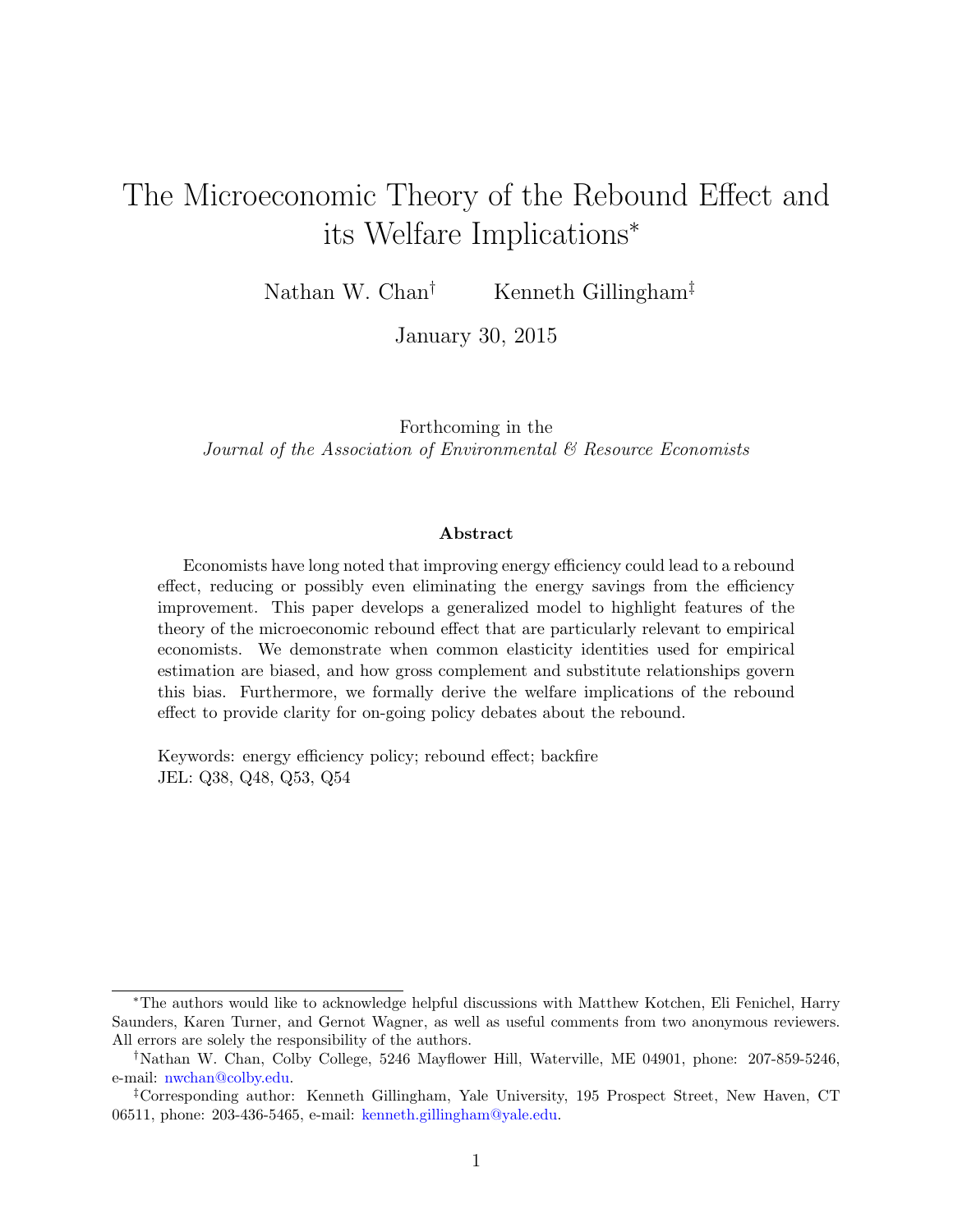# The Microeconomic Theory of the Rebound Effect and its Welfare Implications*

Nathan W. Chan† Kenneth Gillingham‡

January 30, 2015

Forthcoming in the
*Journal of the Association of Environmental & Resource Economists*

### Abstract

Economists have long noted that improving energy efficiency could lead to a rebound effect, reducing or possibly even eliminating the energy savings from the efficiency improvement. This paper develops a generalized model to highlight features of the theory of the microeconomic rebound effect that are particularly relevant to empirical economists. We demonstrate when common elasticity identities used for empirical estimation are biased, and how gross complement and substitute relationships govern this bias. Furthermore, we formally derive the welfare implications of the rebound effect to provide clarity for on-going policy debates about the rebound.

Keywords: energy efficiency policy; rebound effect; backfire
JEL: Q38, Q48, Q53, Q54

---

*The authors would like to acknowledge helpful discussions with Matthew Kotchen, Eli Fenichel, Harry Saunders, Karen Turner, and Gernot Wagner, as well as useful comments from two anonymous reviewers. All errors are solely the responsibility of the authors.

†Nathan W. Chan, Colby College, 5246 Mayflower Hill, Waterville, ME 04901, phone: 207-859-5246, e-mail: nwchan@colby.edu.

‡Corresponding author: Kenneth Gillingham, Yale University, 195 Prospect Street, New Haven, CT 06511, phone: 203-436-5465, e-mail: kenneth.gillingham@yale.edu.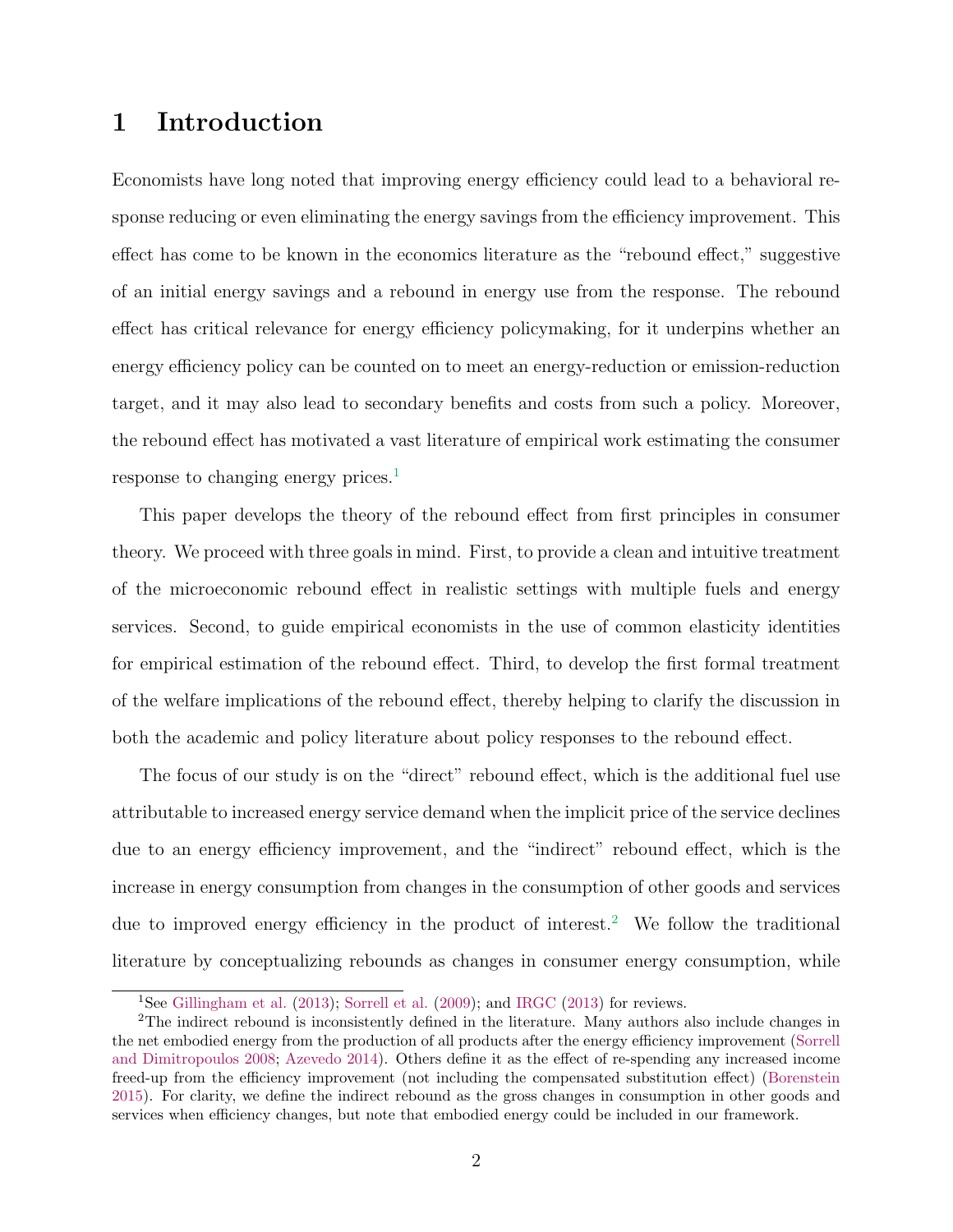# 1 Introduction

Economists have long noted that improving energy efficiency could lead to a behavioral response reducing or even eliminating the energy savings from the efficiency improvement. This effect has come to be known in the economics literature as the "rebound effect," suggestive of an initial energy savings and a rebound in energy use from the response. The rebound effect has critical relevance for energy efficiency policymaking, for it underpins whether an energy efficiency policy can be counted on to meet an energy-reduction or emission-reduction target, and it may also lead to secondary benefits and costs from such a policy. Moreover, the rebound effect has motivated a vast literature of empirical work estimating the consumer response to changing energy prices.[1]

This paper develops the theory of the rebound effect from first principles in consumer theory. We proceed with three goals in mind. First, to provide a clean and intuitive treatment of the microeconomic rebound effect in realistic settings with multiple fuels and energy services. Second, to guide empirical economists in the use of common elasticity identities for empirical estimation of the rebound effect. Third, to develop the first formal treatment of the welfare implications of the rebound effect, thereby helping to clarify the discussion in both the academic and policy literature about policy responses to the rebound effect.

The focus of our study is on the "direct" rebound effect, which is the additional fuel use attributable to increased energy service demand when the implicit price of the service declines due to an energy efficiency improvement, and the "indirect" rebound effect, which is the increase in energy consumption from changes in the consumption of other goods and services due to improved energy efficiency in the product of interest.[2] We follow the traditional literature by conceptualizing rebounds as changes in consumer energy consumption, while

[1] See Gillingham et al. (2013); Sorrell et al. (2009); and IRGC (2013) for reviews.

[2] The indirect rebound is inconsistently defined in the literature. Many authors also include changes in the net embodied energy from the production of all products after the energy efficiency improvement (Sorrell and Dimitropoulos 2008; Azevedo 2014). Others define it as the effect of re-spending any increased income freed-up from the efficiency improvement (not including the compensated substitution effect) (Borenstein 2015). For clarity, we define the indirect rebound as the gross changes in consumption in other goods and services when efficiency changes, but note that embodied energy could be included in our framework.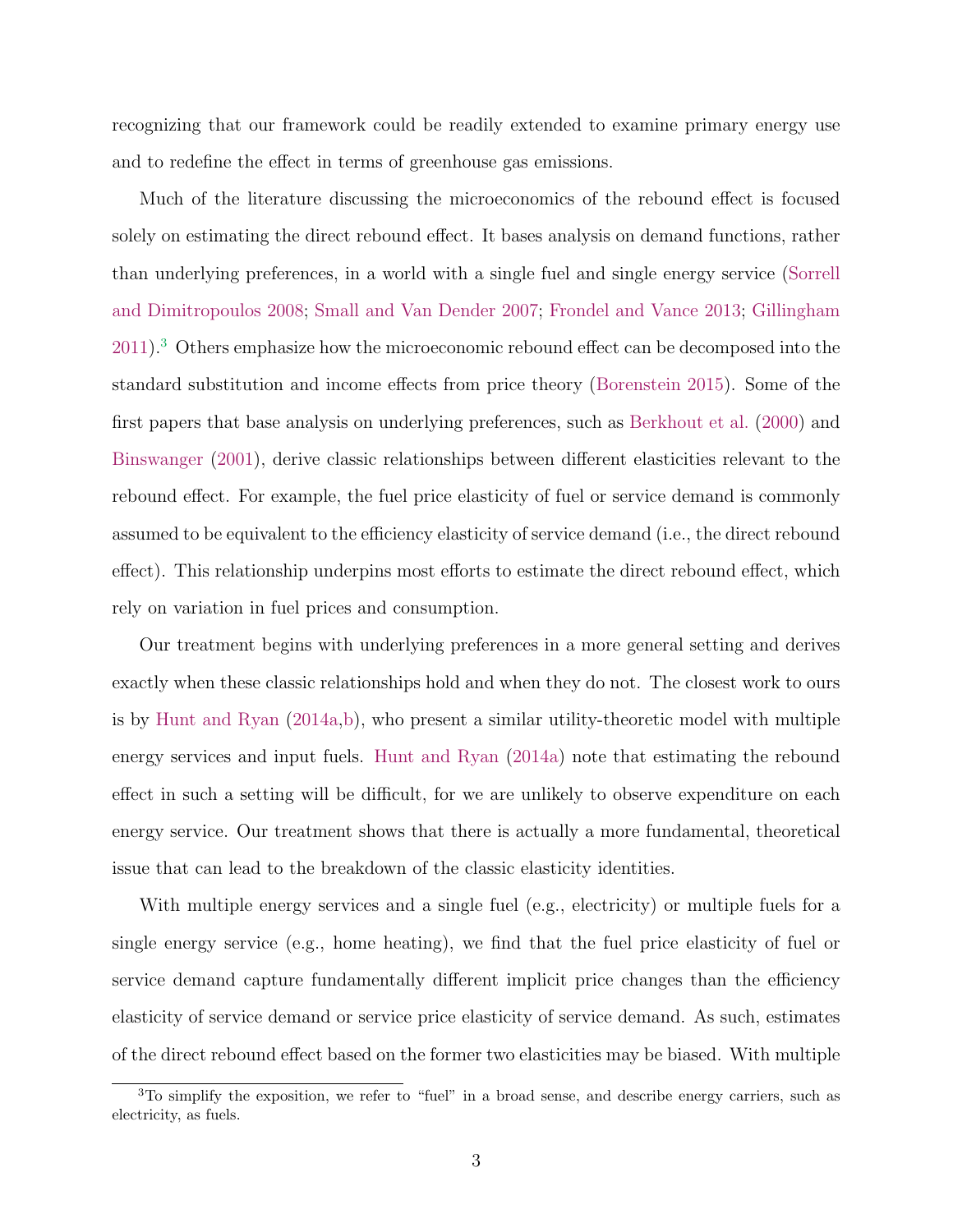recognizing that our framework could be readily extended to examine primary energy use and to redefine the effect in terms of greenhouse gas emissions.

Much of the literature discussing the microeconomics of the rebound effect is focused solely on estimating the direct rebound effect. It bases analysis on demand functions, rather than underlying preferences, in a world with a single fuel and single energy service (Sorrell and Dimitropoulos 2008; Small and Van Dender 2007; Frondel and Vance 2013; Gillingham 2011).[3] Others emphasize how the microeconomic rebound effect can be decomposed into the standard substitution and income effects from price theory (Borenstein 2015). Some of the first papers that base analysis on underlying preferences, such as Berkhout et al. (2000) and Binswanger (2001), derive classic relationships between different elasticities relevant to the rebound effect. For example, the fuel price elasticity of fuel or service demand is commonly assumed to be equivalent to the efficiency elasticity of service demand (i.e., the direct rebound effect). This relationship underpins most efforts to estimate the direct rebound effect, which rely on variation in fuel prices and consumption.

Our treatment begins with underlying preferences in a more general setting and derives exactly when these classic relationships hold and when they do not. The closest work to ours is by Hunt and Ryan (2014a,b), who present a similar utility-theoretic model with multiple energy services and input fuels. Hunt and Ryan (2014a) note that estimating the rebound effect in such a setting will be difficult, for we are unlikely to observe expenditure on each energy service. Our treatment shows that there is actually a more fundamental, theoretical issue that can lead to the breakdown of the classic elasticity identities.

With multiple energy services and a single fuel (e.g., electricity) or multiple fuels for a single energy service (e.g., home heating), we find that the fuel price elasticity of fuel or service demand capture fundamentally different implicit price changes than the efficiency elasticity of service demand or service price elasticity of service demand. As such, estimates of the direct rebound effect based on the former two elasticities may be biased. With multiple

[3] To simplify the exposition, we refer to "fuel" in a broad sense, and describe energy carriers, such as electricity, as fuels.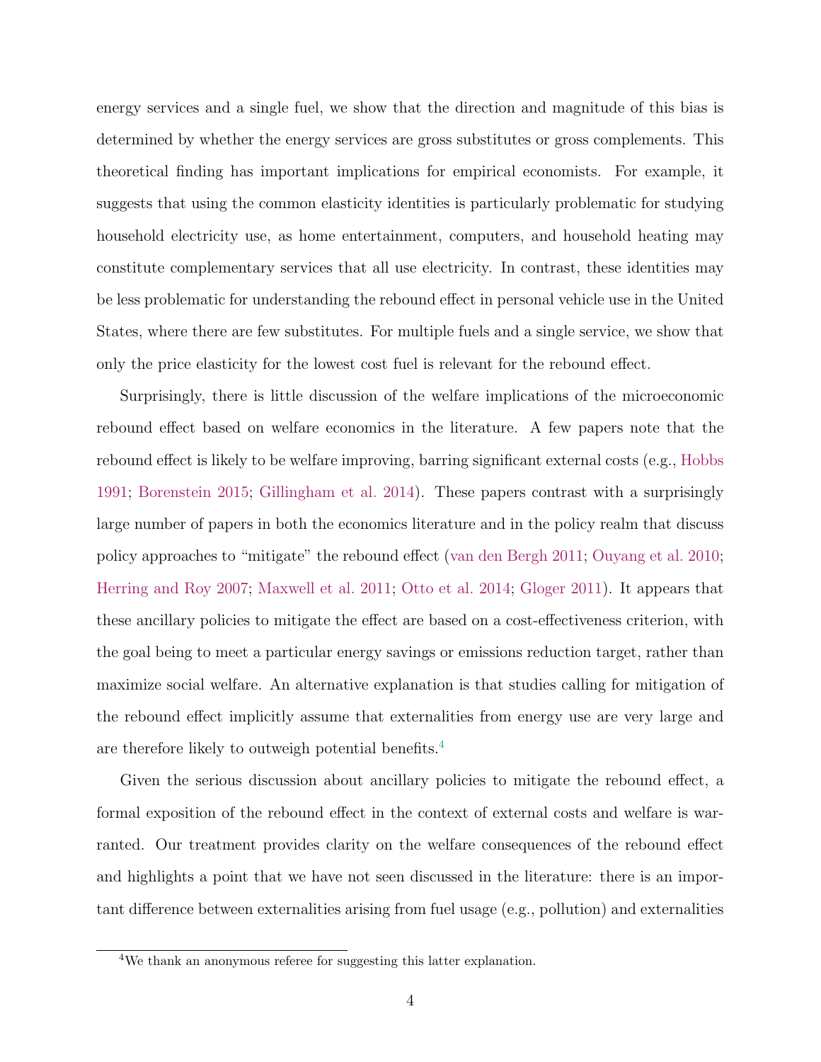energy services and a single fuel, we show that the direction and magnitude of this bias is determined by whether the energy services are gross substitutes or gross complements. This theoretical finding has important implications for empirical economists. For example, it suggests that using the common elasticity identities is particularly problematic for studying household electricity use, as home entertainment, computers, and household heating may constitute complementary services that all use electricity. In contrast, these identities may be less problematic for understanding the rebound effect in personal vehicle use in the United States, where there are few substitutes. For multiple fuels and a single service, we show that only the price elasticity for the lowest cost fuel is relevant for the rebound effect.

Surprisingly, there is little discussion of the welfare implications of the microeconomic rebound effect based on welfare economics in the literature. A few papers note that the rebound effect is likely to be welfare improving, barring significant external costs (e.g., Hobbs 1991; Borenstein 2015; Gillingham et al. 2014). These papers contrast with a surprisingly large number of papers in both the economics literature and in the policy realm that discuss policy approaches to "mitigate" the rebound effect (van den Bergh 2011; Ouyang et al. 2010; Herring and Roy 2007; Maxwell et al. 2011; Otto et al. 2014; Gloger 2011). It appears that these ancillary policies to mitigate the effect are based on a cost-effectiveness criterion, with the goal being to meet a particular energy savings or emissions reduction target, rather than maximize social welfare. An alternative explanation is that studies calling for mitigation of the rebound effect implicitly assume that externalities from energy use are very large and are therefore likely to outweigh potential benefits.[4]

Given the serious discussion about ancillary policies to mitigate the rebound effect, a formal exposition of the rebound effect in the context of external costs and welfare is warranted. Our treatment provides clarity on the welfare consequences of the rebound effect and highlights a point that we have not seen discussed in the literature: there is an important difference between externalities arising from fuel usage (e.g., pollution) and externalities

[4]We thank an anonymous referee for suggesting this latter explanation.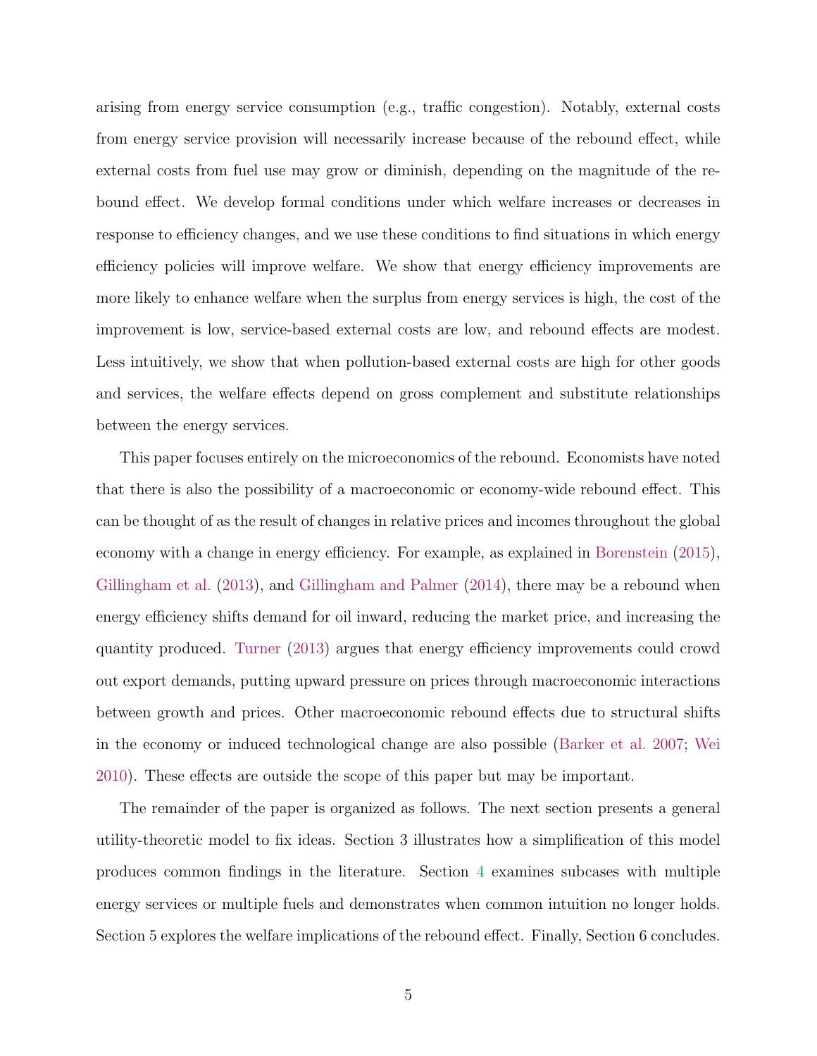arising from energy service consumption (e.g., traffic congestion). Notably, external costs from energy service provision will necessarily increase because of the rebound effect, while external costs from fuel use may grow or diminish, depending on the magnitude of the rebound effect. We develop formal conditions under which welfare increases or decreases in response to efficiency changes, and we use these conditions to find situations in which energy efficiency policies will improve welfare. We show that energy efficiency improvements are more likely to enhance welfare when the surplus from energy services is high, the cost of the improvement is low, service-based external costs are low, and rebound effects are modest. Less intuitively, we show that when pollution-based external costs are high for other goods and services, the welfare effects depend on gross complement and substitute relationships between the energy services.

This paper focuses entirely on the microeconomics of the rebound. Economists have noted that there is also the possibility of a macroeconomic or economy-wide rebound effect. This can be thought of as the result of changes in relative prices and incomes throughout the global economy with a change in energy efficiency. For example, as explained in Borenstein (2015), Gillingham et al. (2013), and Gillingham and Palmer (2014), there may be a rebound when energy efficiency shifts demand for oil inward, reducing the market price, and increasing the quantity produced. Turner (2013) argues that energy efficiency improvements could crowd out export demands, putting upward pressure on prices through macroeconomic interactions between growth and prices. Other macroeconomic rebound effects due to structural shifts in the economy or induced technological change are also possible (Barker et al. 2007; Wei 2010). These effects are outside the scope of this paper but may be important.

The remainder of the paper is organized as follows. The next section presents a general utility-theoretic model to fix ideas. Section 3 illustrates how a simplification of this model produces common findings in the literature. Section 4 examines subcases with multiple energy services or multiple fuels and demonstrates when common intuition no longer holds. Section 5 explores the welfare implications of the rebound effect. Finally, Section 6 concludes.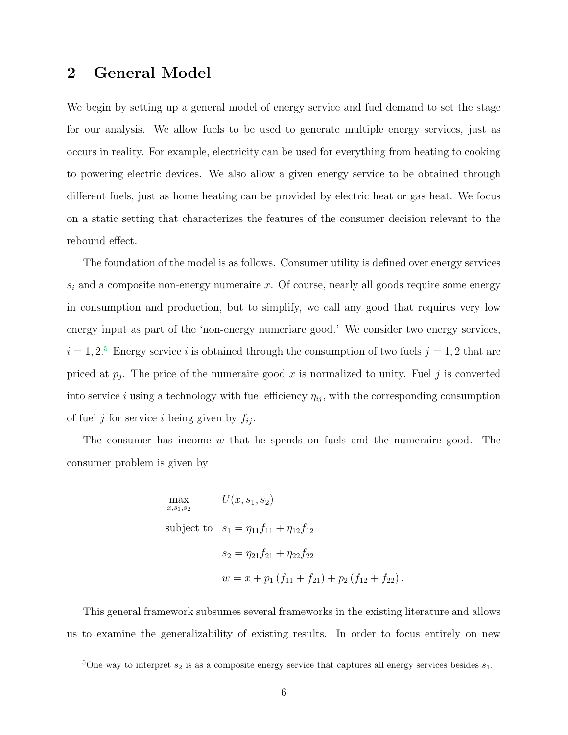## 2 General Model

We begin by setting up a general model of energy service and fuel demand to set the stage for our analysis. We allow fuels to be used to generate multiple energy services, just as occurs in reality. For example, electricity can be used for everything from heating to cooking to powering electric devices. We also allow a given energy service to be obtained through different fuels, just as home heating can be provided by electric heat or gas heat. We focus on a static setting that characterizes the features of the consumer decision relevant to the rebound effect.

The foundation of the model is as follows. Consumer utility is defined over energy services $s_i$ and a composite non-energy numeraire $x$. Of course, nearly all goods require some energy in consumption and production, but to simplify, we call any good that requires very low energy input as part of the 'non-energy numeriare good.' We consider two energy services, $i = 1, 2$.[5] Energy service $i$ is obtained through the consumption of two fuels $j = 1, 2$ that are priced at $p_j$. The price of the numeraire good $x$ is normalized to unity. Fuel $j$ is converted into service $i$ using a technology with fuel efficiency $\eta_{ij}$, with the corresponding consumption of fuel $j$ for service $i$ being given by $f_{ij}$.

The consumer has income $w$ that he spends on fuels and the numeraire good. The consumer problem is given by

$$
\begin{aligned}
\max_{x,s_1,s_2} \quad & U(x, s_1, s_2) \\
\text{subject to} \quad & s_1 = \eta_{11} f_{11} + \eta_{12} f_{12} \\
& s_2 = \eta_{21} f_{21} + \eta_{22} f_{22} \\
& w = x + p_1 \left(f_{11} + f_{21}\right) + p_2 \left(f_{12} + f_{22}\right).
\end{aligned}
$$

This general framework subsumes several frameworks in the existing literature and allows us to examine the generalizability of existing results. In order to focus entirely on new

[5] One way to interpret $s_2$ is as a composite energy service that captures all energy services besides $s_1$.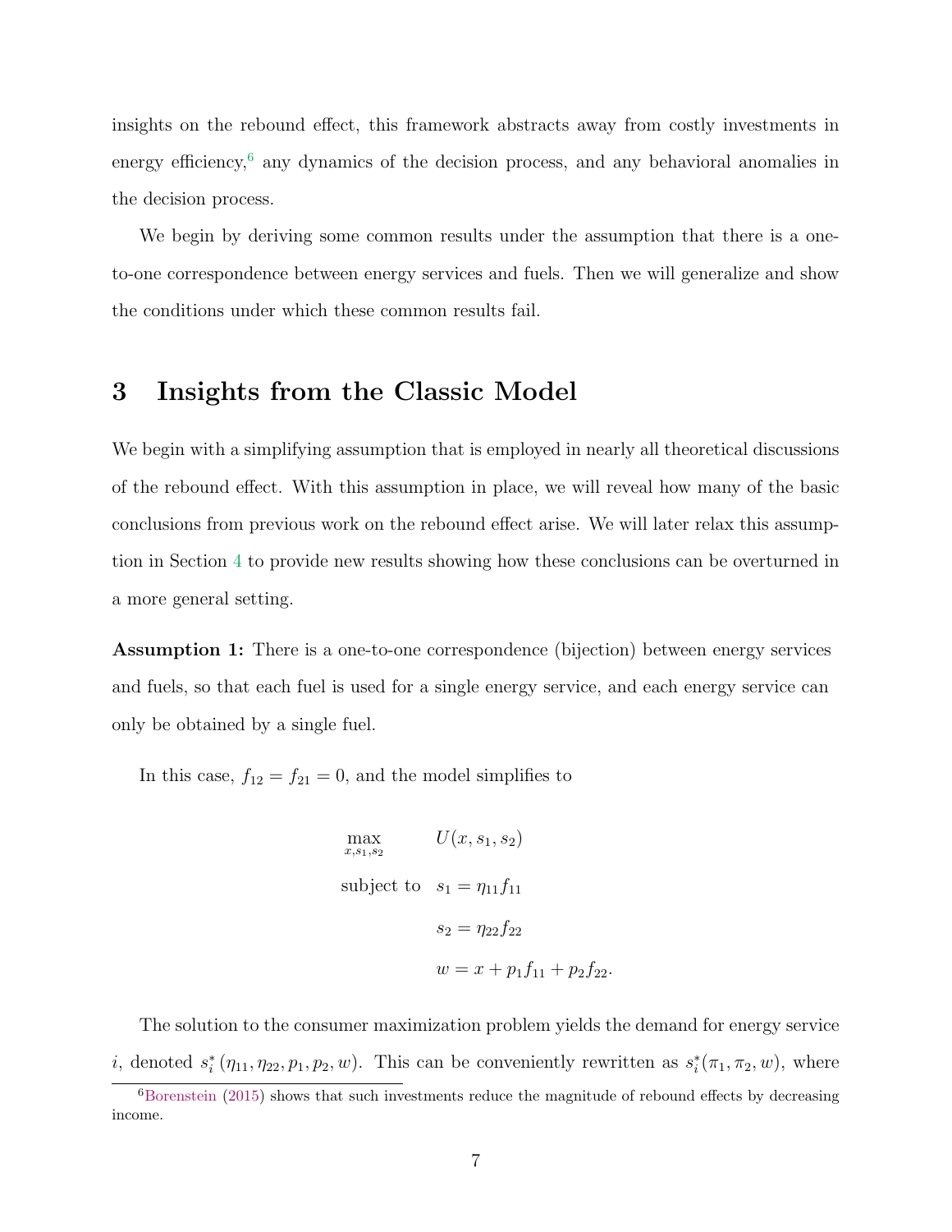insights on the rebound effect, this framework abstracts away from costly investments in energy efficiency,[6] any dynamics of the decision process, and any behavioral anomalies in the decision process.

We begin by deriving some common results under the assumption that there is a one-to-one correspondence between energy services and fuels. Then we will generalize and show the conditions under which these common results fail.

# 3 Insights from the Classic Model

We begin with a simplifying assumption that is employed in nearly all theoretical discussions of the rebound effect. With this assumption in place, we will reveal how many of the basic conclusions from previous work on the rebound effect arise. We will later relax this assumption in Section 4 to provide new results showing how these conclusions can be overturned in a more general setting.

**Assumption 1:** There is a one-to-one correspondence (bijection) between energy services and fuels, so that each fuel is used for a single energy service, and each energy service can only be obtained by a single fuel.

In this case, $f_{12} = f_{21} = 0$, and the model simplifies to

$$
\begin{aligned}
\max_{x, s_1, s_2} \quad & U(x, s_1, s_2) \\
\text{subject to} \quad & s_1 = \eta_{11} f_{11} \\
& s_2 = \eta_{22} f_{22} \\
& w = x + p_1 f_{11} + p_2 f_{22}.
\end{aligned}
$$

The solution to the consumer maximization problem yields the demand for energy service $i$, denoted $s_i^*(\eta_{11}, \eta_{22}, p_1, p_2, w)$. This can be conveniently rewritten as $s_i^*(\pi_1, \pi_2, w)$, where

[6] Borenstein (2015) shows that such investments reduce the magnitude of rebound effects by decreasing income.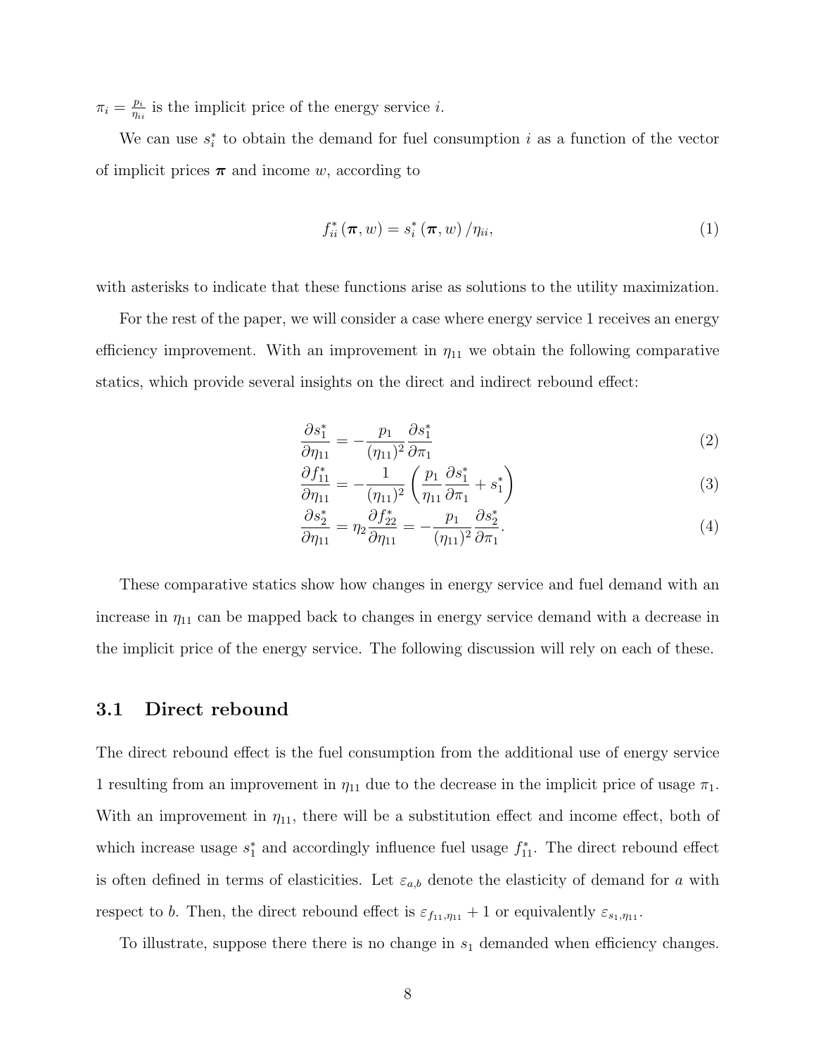$\pi_i = \frac{p_i}{\eta_{ii}}$ is the implicit price of the energy service $i$.

We can use $s_i^*$ to obtain the demand for fuel consumption $i$ as a function of the vector of implicit prices $\boldsymbol{\pi}$ and income $w$, according to

$$f_{ii}^* (\boldsymbol{\pi}, w) = s_i^* (\boldsymbol{\pi}, w) / \eta_{ii}, \tag{1}$$

with asterisks to indicate that these functions arise as solutions to the utility maximization.

For the rest of the paper, we will consider a case where energy service 1 receives an energy efficiency improvement. With an improvement in $\eta_{11}$ we obtain the following comparative statics, which provide several insights on the direct and indirect rebound effect:

$$\frac{\partial s_1^*}{\partial \eta_{11}} = -\frac{p_1}{(\eta_{11})^2} \frac{\partial s_1^*}{\partial \pi_1} \tag{2}$$

$$\frac{\partial f_{11}^*}{\partial \eta_{11}} = -\frac{1}{(\eta_{11})^2} \left( \frac{p_1}{\eta_{11}} \frac{\partial s_1^*}{\partial \pi_1} + s_1^* \right) \tag{3}$$

$$\frac{\partial s_2^*}{\partial \eta_{11}} = \eta_2 \frac{\partial f_{22}^*}{\partial \eta_{11}} = -\frac{p_1}{(\eta_{11})^2} \frac{\partial s_2^*}{\partial \pi_1}. \tag{4}$$

These comparative statics show how changes in energy service and fuel demand with an increase in $\eta_{11}$ can be mapped back to changes in energy service demand with a decrease in the implicit price of the energy service. The following discussion will rely on each of these.

### 3.1 Direct rebound

The direct rebound effect is the fuel consumption from the additional use of energy service 1 resulting from an improvement in $\eta_{11}$ due to the decrease in the implicit price of usage $\pi_1$. With an improvement in $\eta_{11}$, there will be a substitution effect and income effect, both of which increase usage $s_1^*$ and accordingly influence fuel usage $f_{11}^*$. The direct rebound effect is often defined in terms of elasticities. Let $\varepsilon_{a,b}$ denote the elasticity of demand for $a$ with respect to $b$. Then, the direct rebound effect is $\varepsilon_{f_{11},\eta_{11}} + 1$ or equivalently $\varepsilon_{s_1,\eta_{11}}$.

To illustrate, suppose there there is no change in $s_1$ demanded when efficiency changes.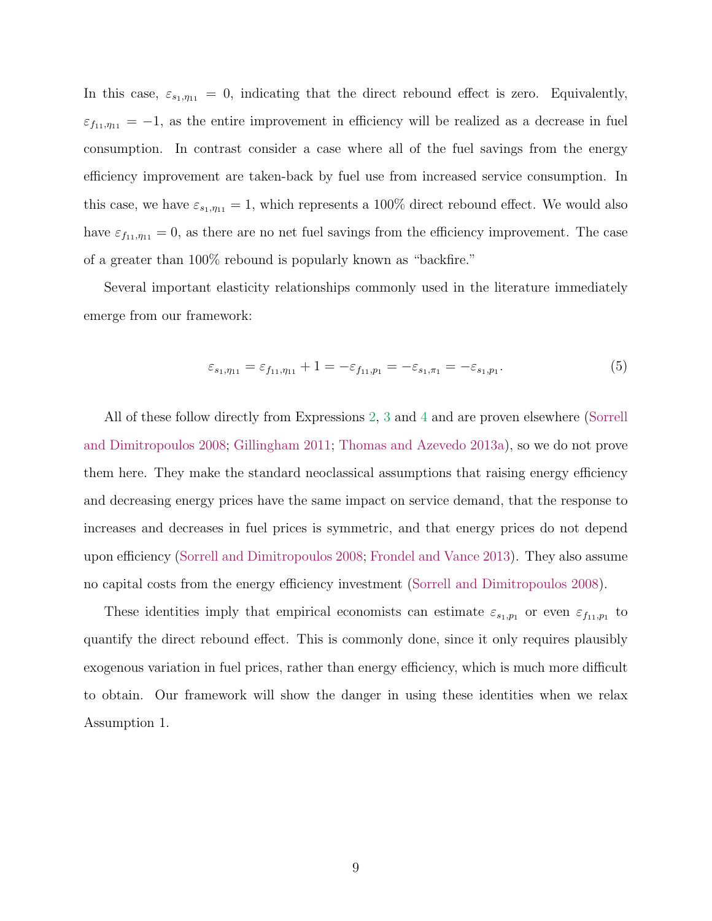In this case, $\varepsilon_{s_1,\eta_{11}} = 0$, indicating that the direct rebound effect is zero. Equivalently, $\varepsilon_{f_{11},\eta_{11}} = -1$, as the entire improvement in efficiency will be realized as a decrease in fuel consumption. In contrast consider a case where all of the fuel savings from the energy efficiency improvement are taken-back by fuel use from increased service consumption. In this case, we have $\varepsilon_{s_1,\eta_{11}} = 1$, which represents a 100% direct rebound effect. We would also have $\varepsilon_{f_{11},\eta_{11}} = 0$, as there are no net fuel savings from the efficiency improvement. The case of a greater than 100% rebound is popularly known as "backfire."

Several important elasticity relationships commonly used in the literature immediately emerge from our framework:

$$\varepsilon_{s_1,\eta_{11}} = \varepsilon_{f_{11},\eta_{11}} + 1 = -\varepsilon_{f_{11},p_1} = -\varepsilon_{s_1,\pi_1} = -\varepsilon_{s_1,p_1}. \tag{5}$$

All of these follow directly from Expressions 2, 3 and 4 and are proven elsewhere (Sorrell and Dimitropoulos 2008; Gillingham 2011; Thomas and Azevedo 2013a), so we do not prove them here. They make the standard neoclassical assumptions that raising energy efficiency and decreasing energy prices have the same impact on service demand, that the response to increases and decreases in fuel prices is symmetric, and that energy prices do not depend upon efficiency (Sorrell and Dimitropoulos 2008; Frondel and Vance 2013). They also assume no capital costs from the energy efficiency investment (Sorrell and Dimitropoulos 2008).

These identities imply that empirical economists can estimate $\varepsilon_{s_1,p_1}$ or even $\varepsilon_{f_{11},p_1}$ to quantify the direct rebound effect. This is commonly done, since it only requires plausibly exogenous variation in fuel prices, rather than energy efficiency, which is much more difficult to obtain. Our framework will show the danger in using these identities when we relax Assumption 1.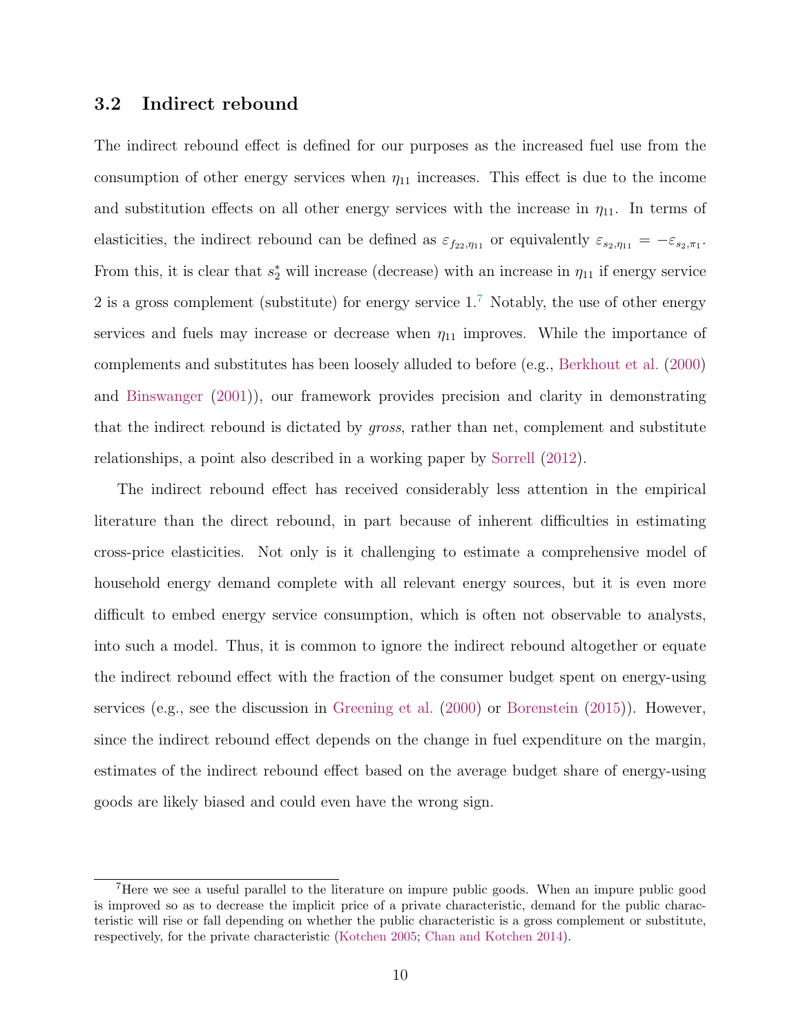### 3.2 Indirect rebound

The indirect rebound effect is defined for our purposes as the increased fuel use from the consumption of other energy services when $\eta_{11}$ increases. This effect is due to the income and substitution effects on all other energy services with the increase in $\eta_{11}$. In terms of elasticities, the indirect rebound can be defined as $\varepsilon_{f_{22},\eta_{11}}$ or equivalently $\varepsilon_{s_2,\eta_{11}} = -\varepsilon_{s_2,\pi_1}$. From this, it is clear that $s_2^*$ will increase (decrease) with an increase in $\eta_{11}$ if energy service 2 is a gross complement (substitute) for energy service 1.[7] Notably, the use of other energy services and fuels may increase or decrease when $\eta_{11}$ improves. While the importance of complements and substitutes has been loosely alluded to before (e.g., Berkhout et al. (2000) and Binswanger (2001)), our framework provides precision and clarity in demonstrating that the indirect rebound is dictated by *gross*, rather than net, complement and substitute relationships, a point also described in a working paper by Sorrell (2012).

The indirect rebound effect has received considerably less attention in the empirical literature than the direct rebound, in part because of inherent difficulties in estimating cross-price elasticities. Not only is it challenging to estimate a comprehensive model of household energy demand complete with all relevant energy sources, but it is even more difficult to embed energy service consumption, which is often not observable to analysts, into such a model. Thus, it is common to ignore the indirect rebound altogether or equate the indirect rebound effect with the fraction of the consumer budget spent on energy-using services (e.g., see the discussion in Greening et al. (2000) or Borenstein (2015)). However, since the indirect rebound effect depends on the change in fuel expenditure on the margin, estimates of the indirect rebound effect based on the average budget share of energy-using goods are likely biased and could even have the wrong sign.

[7] Here we see a useful parallel to the literature on impure public goods. When an impure public good is improved so as to decrease the implicit price of a private characteristic, demand for the public characteristic will rise or fall depending on whether the public characteristic is a gross complement or substitute, respectively, for the private characteristic (Kotchen 2005; Chan and Kotchen 2014).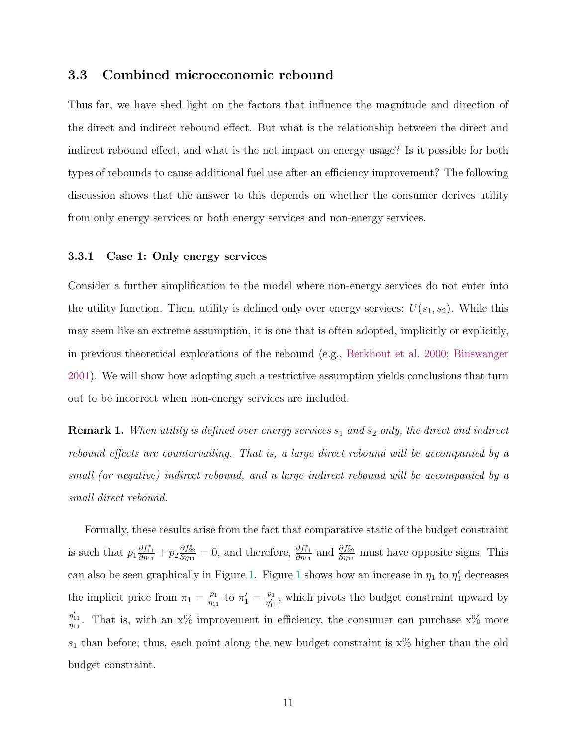## 3.3 Combined microeconomic rebound

Thus far, we have shed light on the factors that influence the magnitude and direction of the direct and indirect rebound effect. But what is the relationship between the direct and indirect rebound effect, and what is the net impact on energy usage? Is it possible for both types of rebounds to cause additional fuel use after an efficiency improvement? The following discussion shows that the answer to this depends on whether the consumer derives utility from only energy services or both energy services and non-energy services.

### 3.3.1 Case 1: Only energy services

Consider a further simplification to the model where non-energy services do not enter into the utility function. Then, utility is defined only over energy services: $U(s_1, s_2)$. While this may seem like an extreme assumption, it is one that is often adopted, implicitly or explicitly, in previous theoretical explorations of the rebound (e.g., Berkhout et al. 2000; Binswanger 2001). We will show how adopting such a restrictive assumption yields conclusions that turn out to be incorrect when non-energy services are included.

**Remark 1.** *When utility is defined over energy services $s_1$ and $s_2$ only, the direct and indirect rebound effects are countervailing. That is, a large direct rebound will be accompanied by a small (or negative) indirect rebound, and a large indirect rebound will be accompanied by a small direct rebound.*

Formally, these results arise from the fact that comparative static of the budget constraint is such that $p_1 \frac{\partial f_{11}^*}{\partial \eta_{11}} + p_2 \frac{\partial f_{22}^*}{\partial \eta_{11}} = 0$, and therefore, $\frac{\partial f_{11}^*}{\partial \eta_{11}}$ and $\frac{\partial f_{22}^*}{\partial \eta_{11}}$ must have opposite signs. This can also be seen graphically in Figure 1. Figure 1 shows how an increase in $\eta_1$ to $\eta_1'$ decreases the implicit price from $\pi_1 = \frac{p_1}{\eta_{11}}$ to $\pi_1' = \frac{p_1}{\eta_{11}'}$, which pivots the budget constraint upward by $\frac{\eta_{11}'}{\eta_{11}}$. That is, with an x% improvement in efficiency, the consumer can purchase x% more $s_1$ than before; thus, each point along the new budget constraint is x% higher than the old budget constraint.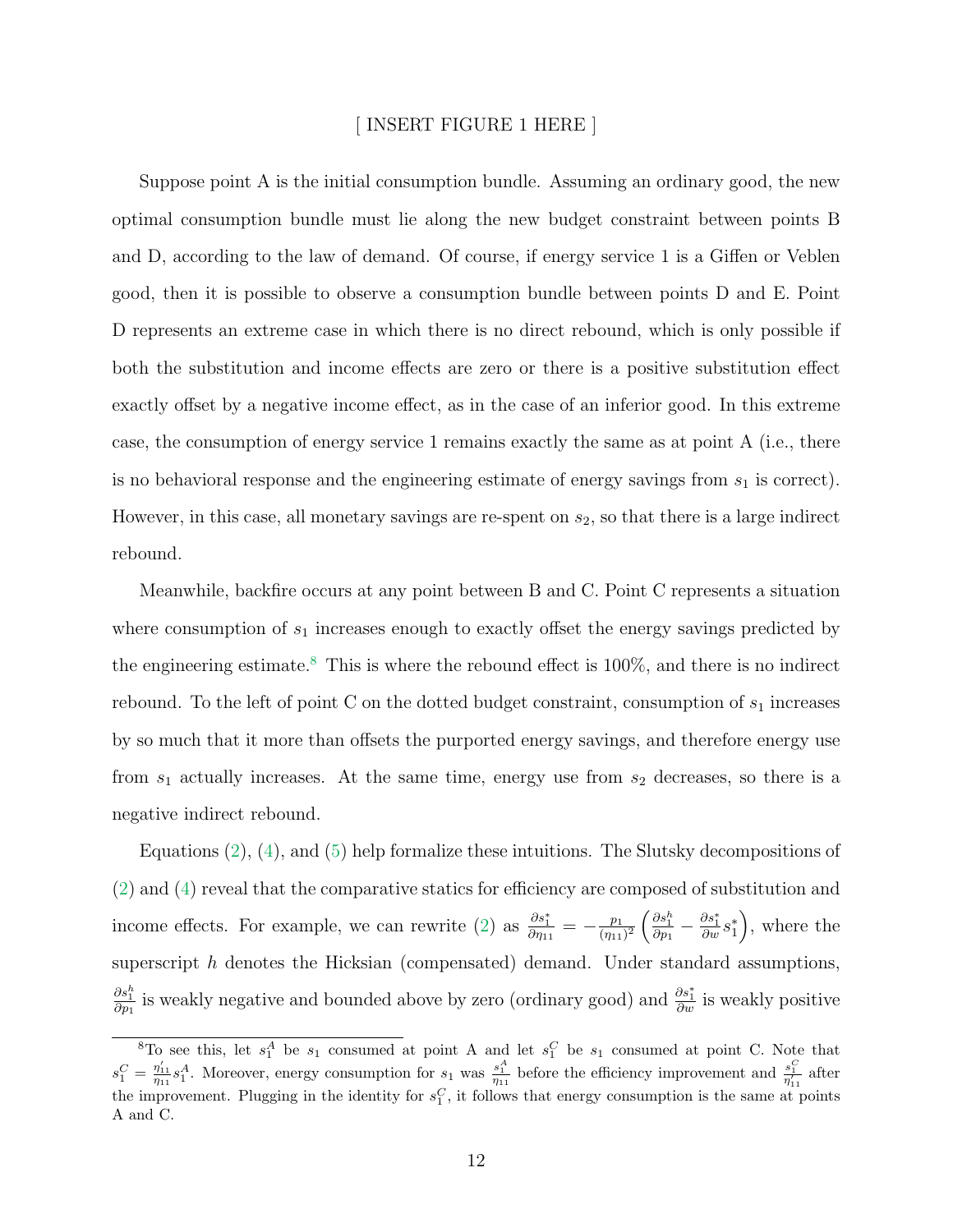[ INSERT FIGURE 1 HERE ]

Suppose point A is the initial consumption bundle. Assuming an ordinary good, the new optimal consumption bundle must lie along the new budget constraint between points B and D, according to the law of demand. Of course, if energy service 1 is a Giffen or Veblen good, then it is possible to observe a consumption bundle between points D and E. Point D represents an extreme case in which there is no direct rebound, which is only possible if both the substitution and income effects are zero or there is a positive substitution effect exactly offset by a negative income effect, as in the case of an inferior good. In this extreme case, the consumption of energy service 1 remains exactly the same as at point A (i.e., there is no behavioral response and the engineering estimate of energy savings from $s_1$ is correct). However, in this case, all monetary savings are re-spent on $s_2$, so that there is a large indirect rebound.

Meanwhile, backfire occurs at any point between B and C. Point C represents a situation where consumption of $s_1$ increases enough to exactly offset the energy savings predicted by the engineering estimate.[8] This is where the rebound effect is 100%, and there is no indirect rebound. To the left of point C on the dotted budget constraint, consumption of $s_1$ increases by so much that it more than offsets the purported energy savings, and therefore energy use from $s_1$ actually increases. At the same time, energy use from $s_2$ decreases, so there is a negative indirect rebound.

Equations (2), (4), and (5) help formalize these intuitions. The Slutsky decompositions of (2) and (4) reveal that the comparative statics for efficiency are composed of substitution and income effects. For example, we can rewrite (2) as $\frac{\partial s_1^*}{\partial \eta_{11}} = -\frac{p_1}{(\eta_{11})^2}\left(\frac{\partial s_1^h}{\partial p_1} - \frac{\partial s_1^*}{\partial w}s_1^*\right)$, where the superscript $h$ denotes the Hicksian (compensated) demand. Under standard assumptions, $\frac{\partial s_1^h}{\partial p_1}$ is weakly negative and bounded above by zero (ordinary good) and $\frac{\partial s_1^*}{\partial w}$ is weakly positive

[8] To see this, let $s_1^A$ be $s_1$ consumed at point A and let $s_1^C$ be $s_1$ consumed at point C. Note that $s_1^C = \frac{\eta'_{11}}{\eta_{11}}s_1^A$. Moreover, energy consumption for $s_1$ was $\frac{s_1^A}{\eta_{11}}$ before the efficiency improvement and $\frac{s_1^C}{\eta'_{11}}$ after the improvement. Plugging in the identity for $s_1^C$, it follows that energy consumption is the same at points A and C.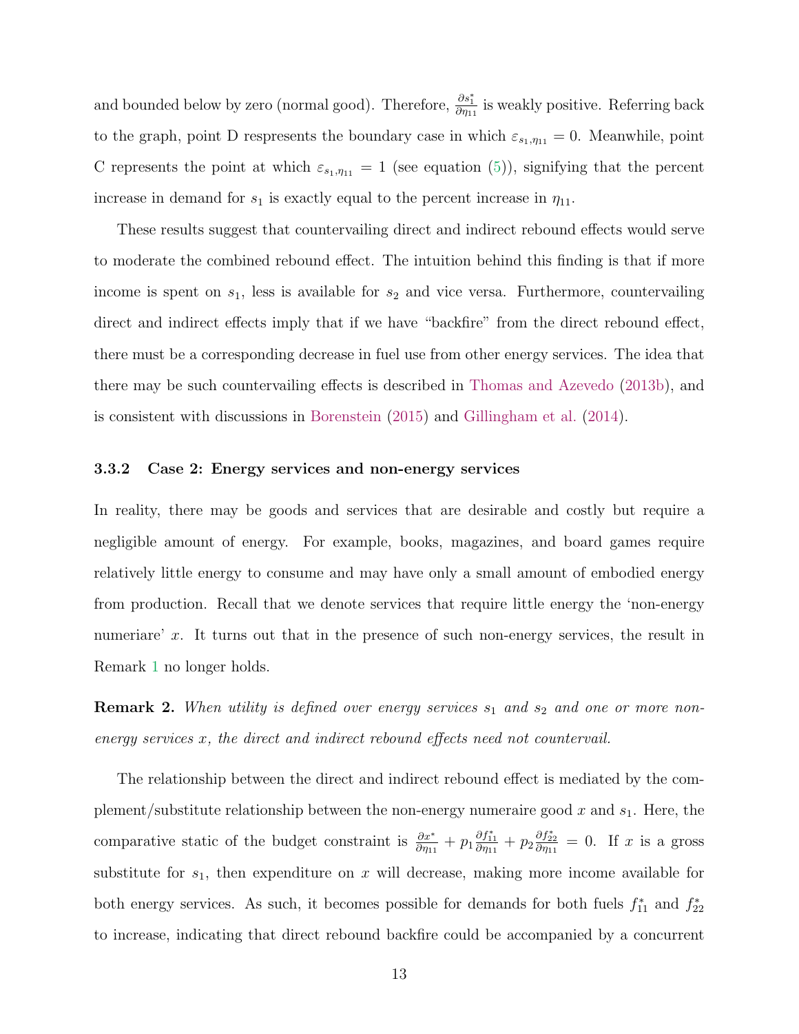and bounded below by zero (normal good). Therefore, $\frac{\partial s_1^*}{\partial \eta_{11}}$ is weakly positive. Referring back to the graph, point D respresents the boundary case in which $\varepsilon_{s_1,\eta_{11}} = 0$. Meanwhile, point C represents the point at which $\varepsilon_{s_1,\eta_{11}} = 1$ (see equation (5)), signifying that the percent increase in demand for $s_1$ is exactly equal to the percent increase in $\eta_{11}$.

These results suggest that countervailing direct and indirect rebound effects would serve to moderate the combined rebound effect. The intuition behind this finding is that if more income is spent on $s_1$, less is available for $s_2$ and vice versa. Furthermore, countervailing direct and indirect effects imply that if we have "backfire" from the direct rebound effect, there must be a corresponding decrease in fuel use from other energy services. The idea that there may be such countervailing effects is described in Thomas and Azevedo (2013b), and is consistent with discussions in Borenstein (2015) and Gillingham et al. (2014).

### 3.3.2 Case 2: Energy services and non-energy services

In reality, there may be goods and services that are desirable and costly but require a negligible amount of energy. For example, books, magazines, and board games require relatively little energy to consume and may have only a small amount of embodied energy from production. Recall that we denote services that require little energy the 'non-energy numeriare' $x$. It turns out that in the presence of such non-energy services, the result in Remark 1 no longer holds.

**Remark 2.** *When utility is defined over energy services $s_1$ and $s_2$ and one or more non-energy services $x$, the direct and indirect rebound effects need not countervail.*

The relationship between the direct and indirect rebound effect is mediated by the complement/substitute relationship between the non-energy numeraire good $x$ and $s_1$. Here, the comparative static of the budget constraint is $\frac{\partial x^*}{\partial \eta_{11}} + p_1 \frac{\partial f_{11}^*}{\partial \eta_{11}} + p_2 \frac{\partial f_{22}^*}{\partial \eta_{11}} = 0$. If $x$ is a gross substitute for $s_1$, then expenditure on $x$ will decrease, making more income available for both energy services. As such, it becomes possible for demands for both fuels $f_{11}^*$ and $f_{22}^*$ to increase, indicating that direct rebound backfire could be accompanied by a concurrent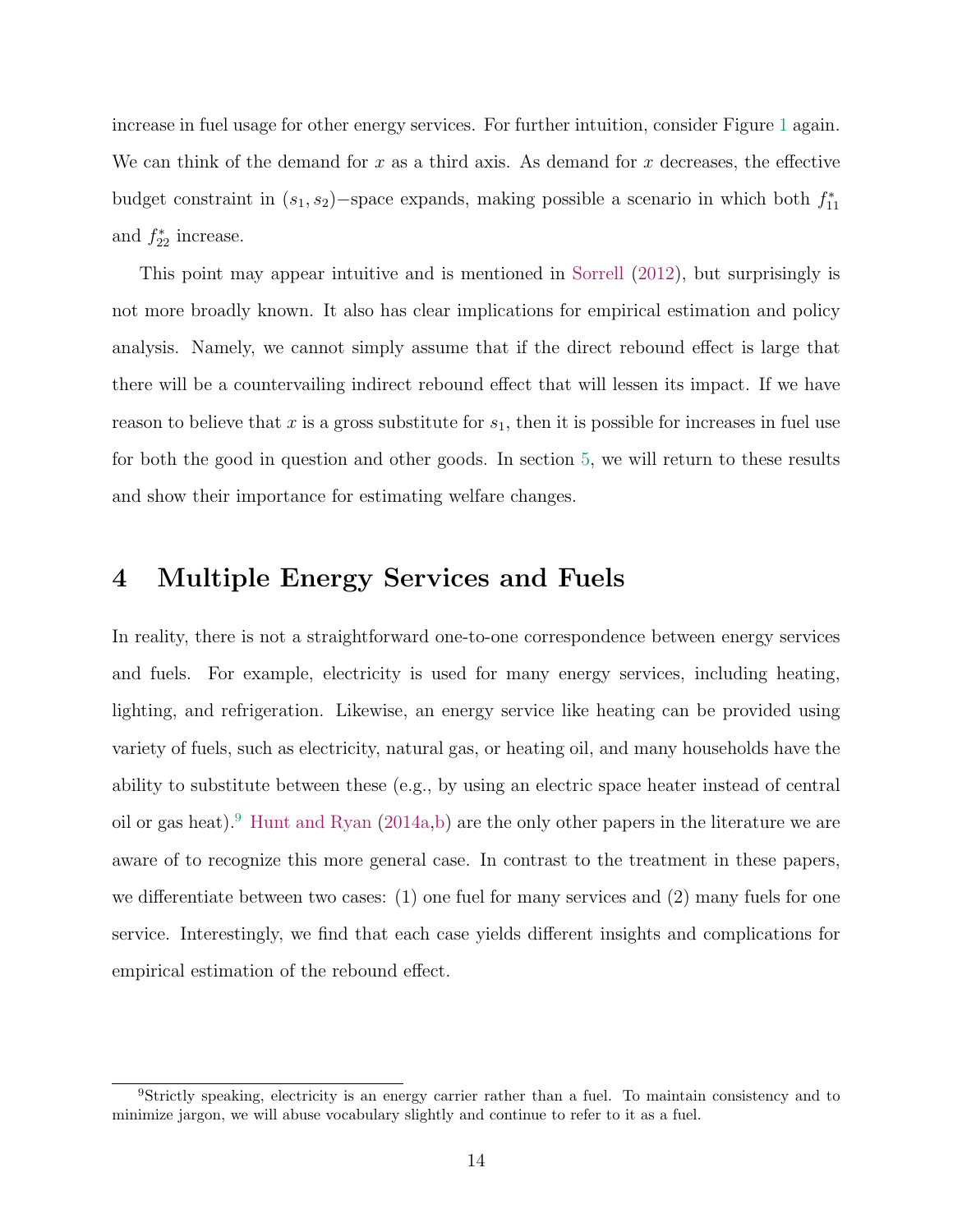increase in fuel usage for other energy services. For further intuition, consider Figure 1 again. We can think of the demand for $x$ as a third axis. As demand for $x$ decreases, the effective budget constraint in $(s_1, s_2)-$space expands, making possible a scenario in which both $f_{11}^*$ and $f_{22}^*$ increase.

This point may appear intuitive and is mentioned in Sorrell (2012), but surprisingly is not more broadly known. It also has clear implications for empirical estimation and policy analysis. Namely, we cannot simply assume that if the direct rebound effect is large that there will be a countervailing indirect rebound effect that will lessen its impact. If we have reason to believe that $x$ is a gross substitute for $s_1$, then it is possible for increases in fuel use for both the good in question and other goods. In section 5, we will return to these results and show their importance for estimating welfare changes.

# 4 Multiple Energy Services and Fuels

In reality, there is not a straightforward one-to-one correspondence between energy services and fuels. For example, electricity is used for many energy services, including heating, lighting, and refrigeration. Likewise, an energy service like heating can be provided using variety of fuels, such as electricity, natural gas, or heating oil, and many households have the ability to substitute between these (e.g., by using an electric space heater instead of central oil or gas heat).[9] Hunt and Ryan (2014a,b) are the only other papers in the literature we are aware of to recognize this more general case. In contrast to the treatment in these papers, we differentiate between two cases: (1) one fuel for many services and (2) many fuels for one service. Interestingly, we find that each case yields different insights and complications for empirical estimation of the rebound effect.

[9] Strictly speaking, electricity is an energy carrier rather than a fuel. To maintain consistency and to minimize jargon, we will abuse vocabulary slightly and continue to refer to it as a fuel.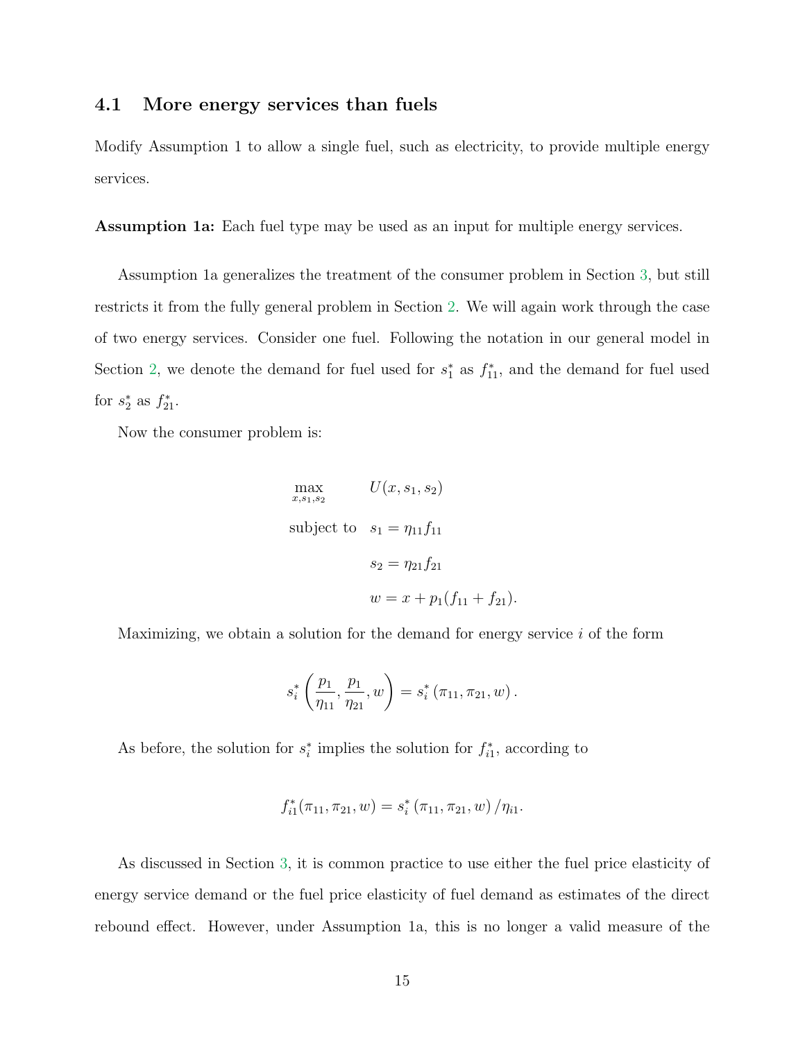### 4.1 More energy services than fuels

Modify Assumption 1 to allow a single fuel, such as electricity, to provide multiple energy services.

**Assumption 1a:** Each fuel type may be used as an input for multiple energy services.

Assumption 1a generalizes the treatment of the consumer problem in Section 3, but still restricts it from the fully general problem in Section 2. We will again work through the case of two energy services. Consider one fuel. Following the notation in our general model in Section 2, we denote the demand for fuel used for $s_1^*$ as $f_{11}^*$, and the demand for fuel used for $s_2^*$ as $f_{21}^*$.

Now the consumer problem is:

$$
\begin{aligned}
\max_{x, s_1, s_2} \quad & U(x, s_1, s_2) \\
\text{subject to} \quad & s_1 = \eta_{11} f_{11} \\
& s_2 = \eta_{21} f_{21} \\
& w = x + p_1(f_{11} + f_{21}).
\end{aligned}
$$

Maximizing, we obtain a solution for the demand for energy service $i$ of the form

$$
s_i^* \left( \frac{p_1}{\eta_{11}}, \frac{p_1}{\eta_{21}}, w \right) = s_i^* \left( \pi_{11}, \pi_{21}, w \right).
$$

As before, the solution for $s_i^*$ implies the solution for $f_{i1}^*$, according to

$$
f_{i1}^*(\pi_{11}, \pi_{21}, w) = s_i^* \left( \pi_{11}, \pi_{21}, w \right) / \eta_{i1}.
$$

As discussed in Section 3, it is common practice to use either the fuel price elasticity of energy service demand or the fuel price elasticity of fuel demand as estimates of the direct rebound effect. However, under Assumption 1a, this is no longer a valid measure of the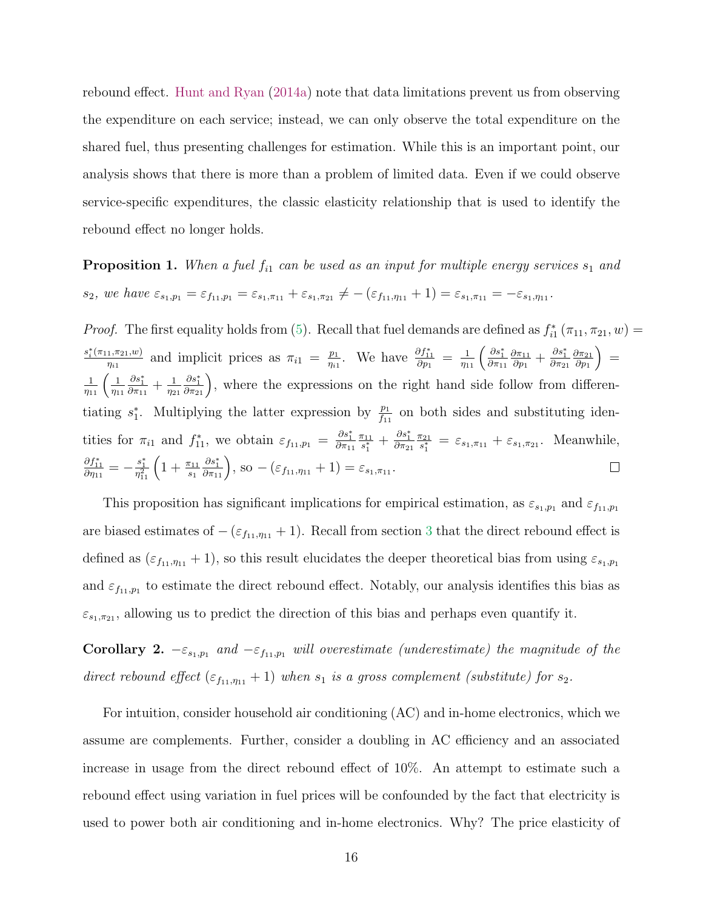rebound effect. Hunt and Ryan (2014a) note that data limitations prevent us from observing the expenditure on each service; instead, we can only observe the total expenditure on the shared fuel, thus presenting challenges for estimation. While this is an important point, our analysis shows that there is more than a problem of limited data. Even if we could observe service-specific expenditures, the classic elasticity relationship that is used to identify the rebound effect no longer holds.

**Proposition 1.** *When a fuel $f_{i1}$ can be used as an input for multiple energy services $s_1$ and $s_2$, we have $\varepsilon_{s_1,p_1} = \varepsilon_{f_{11},p_1} = \varepsilon_{s_1,\pi_{11}} + \varepsilon_{s_1,\pi_{21}} \neq -\left(\varepsilon_{f_{11},\eta_{11}} + 1\right) = \varepsilon_{s_1,\pi_{11}} = -\varepsilon_{s_1,\eta_{11}}$.*

*Proof.* The first equality holds from (5). Recall that fuel demands are defined as $f_{i1}^*\left(\pi_{11}, \pi_{21}, w\right) = \frac{s_i^*(\pi_{11},\pi_{21},w)}{\eta_{i1}}$ and implicit prices as $\pi_{i1} = \frac{p_1}{\eta_{i1}}$. We have $\frac{\partial f_{11}^*}{\partial p_1} = \frac{1}{\eta_{11}}\left(\frac{\partial s_1^*}{\partial \pi_{11}}\frac{\partial \pi_{11}}{\partial p_1} + \frac{\partial s_1^*}{\partial \pi_{21}}\frac{\partial \pi_{21}}{\partial p_1}\right) = \frac{1}{\eta_{11}}\left(\frac{1}{\eta_{11}}\frac{\partial s_1^*}{\partial \pi_{11}} + \frac{1}{\eta_{21}}\frac{\partial s_1^*}{\partial \pi_{21}}\right)$, where the expressions on the right hand side follow from differentiating $s_1^*$. Multiplying the latter expression by $\frac{p_1}{f_{11}}$ on both sides and substituting identities for $\pi_{i1}$ and $f_{11}^*$, we obtain $\varepsilon_{f_{11},p_1} = \frac{\partial s_1^*}{\partial \pi_{11}}\frac{\pi_{11}}{s_1^*} + \frac{\partial s_1^*}{\partial \pi_{21}}\frac{\pi_{21}}{s_1^*} = \varepsilon_{s_1,\pi_{11}} + \varepsilon_{s_1,\pi_{21}}$. Meanwhile, $\frac{\partial f_{11}^*}{\partial \eta_{11}} = -\frac{s_1^*}{\eta_{11}^2}\left(1 + \frac{\pi_{11}}{s_1}\frac{\partial s_1^*}{\partial \pi_{11}}\right)$, so $-\left(\varepsilon_{f_{11},\eta_{11}} + 1\right) = \varepsilon_{s_1,\pi_{11}}$. □

This proposition has significant implications for empirical estimation, as $\varepsilon_{s_1,p_1}$ and $\varepsilon_{f_{11},p_1}$ are biased estimates of $-\left(\varepsilon_{f_{11},\eta_{11}} + 1\right)$. Recall from section 3 that the direct rebound effect is defined as $\left(\varepsilon_{f_{11},\eta_{11}} + 1\right)$, so this result elucidates the deeper theoretical bias from using $\varepsilon_{s_1,p_1}$ and $\varepsilon_{f_{11},p_1}$ to estimate the direct rebound effect. Notably, our analysis identifies this bias as $\varepsilon_{s_1,\pi_{21}}$, allowing us to predict the direction of this bias and perhaps even quantify it.

**Corollary 2.** *$-\varepsilon_{s_1,p_1}$ and $-\varepsilon_{f_{11},p_1}$ will overestimate (underestimate) the magnitude of the direct rebound effect $\left(\varepsilon_{f_{11},\eta_{11}} + 1\right)$ when $s_1$ is a gross complement (substitute) for $s_2$.*

For intuition, consider household air conditioning (AC) and in-home electronics, which we assume are complements. Further, consider a doubling in AC efficiency and an associated increase in usage from the direct rebound effect of 10%. An attempt to estimate such a rebound effect using variation in fuel prices will be confounded by the fact that electricity is used to power both air conditioning and in-home electronics. Why? The price elasticity of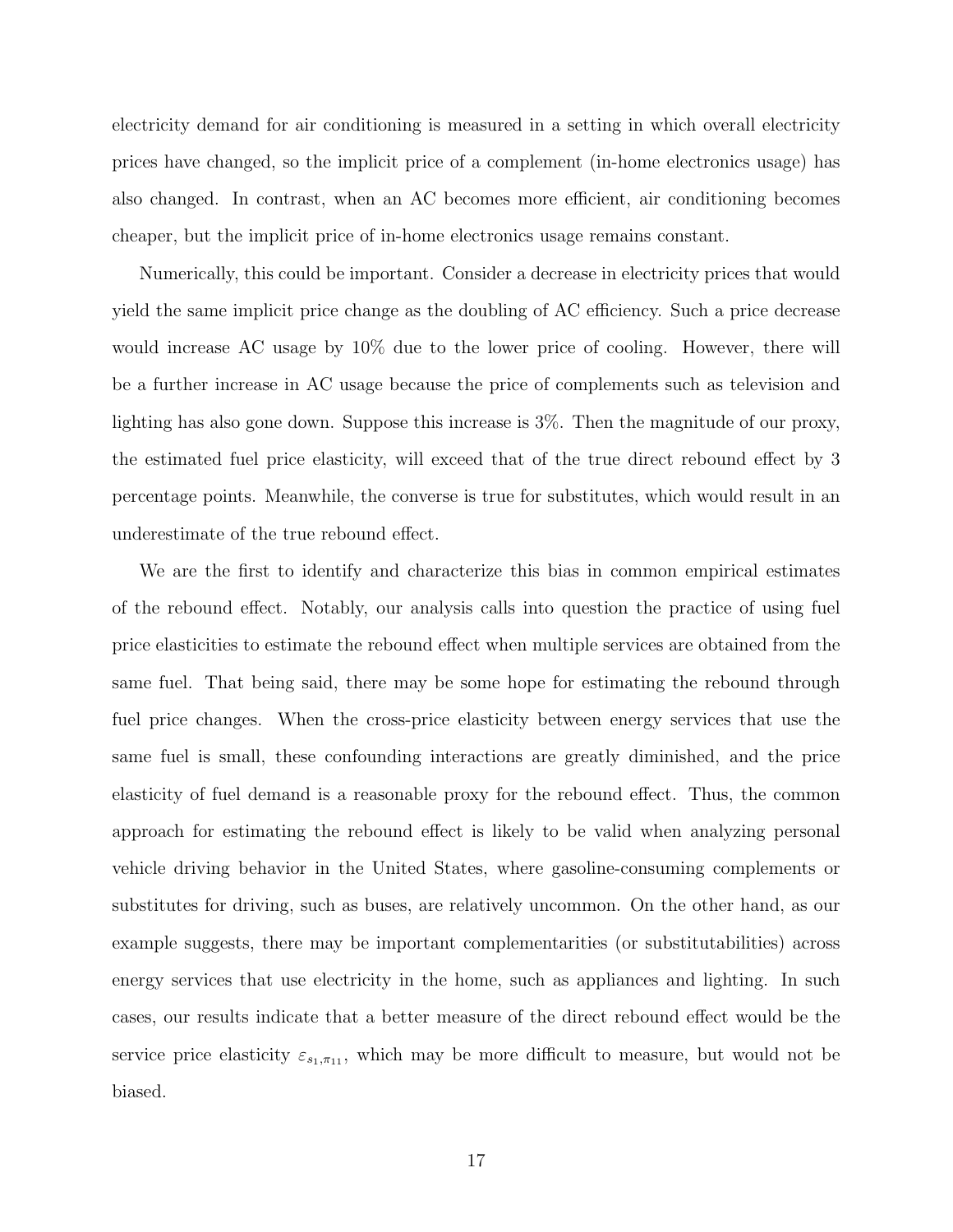electricity demand for air conditioning is measured in a setting in which overall electricity prices have changed, so the implicit price of a complement (in-home electronics usage) has also changed. In contrast, when an AC becomes more efficient, air conditioning becomes cheaper, but the implicit price of in-home electronics usage remains constant.

Numerically, this could be important. Consider a decrease in electricity prices that would yield the same implicit price change as the doubling of AC efficiency. Such a price decrease would increase AC usage by 10% due to the lower price of cooling. However, there will be a further increase in AC usage because the price of complements such as television and lighting has also gone down. Suppose this increase is 3%. Then the magnitude of our proxy, the estimated fuel price elasticity, will exceed that of the true direct rebound effect by 3 percentage points. Meanwhile, the converse is true for substitutes, which would result in an underestimate of the true rebound effect.

We are the first to identify and characterize this bias in common empirical estimates of the rebound effect. Notably, our analysis calls into question the practice of using fuel price elasticities to estimate the rebound effect when multiple services are obtained from the same fuel. That being said, there may be some hope for estimating the rebound through fuel price changes. When the cross-price elasticity between energy services that use the same fuel is small, these confounding interactions are greatly diminished, and the price elasticity of fuel demand is a reasonable proxy for the rebound effect. Thus, the common approach for estimating the rebound effect is likely to be valid when analyzing personal vehicle driving behavior in the United States, where gasoline-consuming complements or substitutes for driving, such as buses, are relatively uncommon. On the other hand, as our example suggests, there may be important complementarities (or substitutabilities) across energy services that use electricity in the home, such as appliances and lighting. In such cases, our results indicate that a better measure of the direct rebound effect would be the service price elasticity $\varepsilon_{s_1,\pi_{11}}$, which may be more difficult to measure, but would not be biased.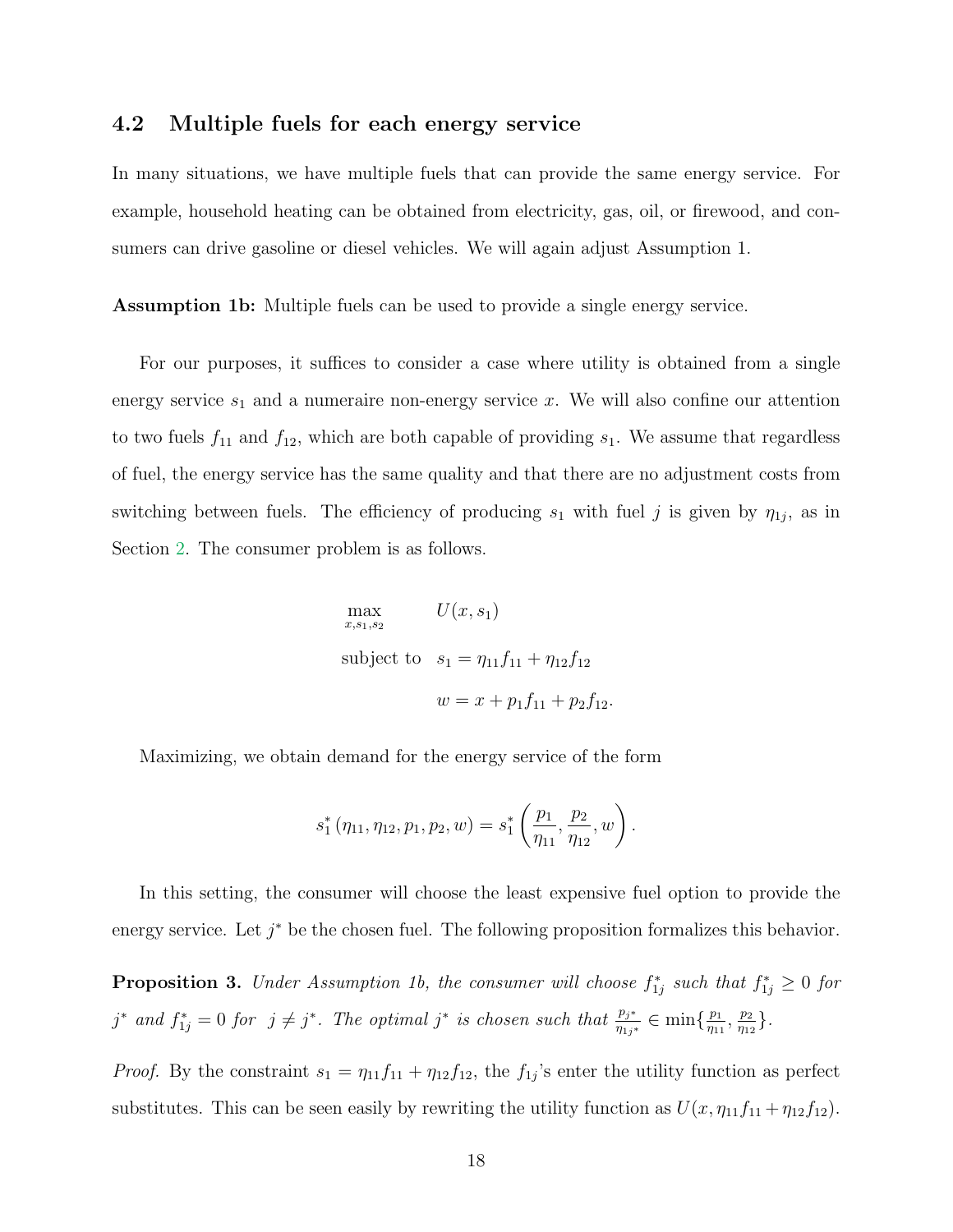### 4.2 Multiple fuels for each energy service

In many situations, we have multiple fuels that can provide the same energy service. For example, household heating can be obtained from electricity, gas, oil, or firewood, and consumers can drive gasoline or diesel vehicles. We will again adjust Assumption 1.

**Assumption 1b:** Multiple fuels can be used to provide a single energy service.

For our purposes, it suffices to consider a case where utility is obtained from a single energy service $s_1$ and a numeraire non-energy service $x$. We will also confine our attention to two fuels $f_{11}$ and $f_{12}$, which are both capable of providing $s_1$. We assume that regardless of fuel, the energy service has the same quality and that there are no adjustment costs from switching between fuels. The efficiency of producing $s_1$ with fuel $j$ is given by $\eta_{1j}$, as in Section 2. The consumer problem is as follows.

$$
\begin{aligned}
\max_{x,s_1,s_2} \quad & U(x, s_1) \\
\text{subject to} \quad & s_1 = \eta_{11} f_{11} + \eta_{12} f_{12} \\
& w = x + p_1 f_{11} + p_2 f_{12}.
\end{aligned}
$$

Maximizing, we obtain demand for the energy service of the form

$$
s_1^* \left(\eta_{11}, \eta_{12}, p_1, p_2, w\right) = s_1^* \left( \frac{p_1}{\eta_{11}}, \frac{p_2}{\eta_{12}}, w \right).
$$

In this setting, the consumer will choose the least expensive fuel option to provide the energy service. Let $j^*$ be the chosen fuel. The following proposition formalizes this behavior.

**Proposition 3.** *Under Assumption 1b, the consumer will choose $f_{1j}^*$ such that $f_{1j}^* \geq 0$ for $j^*$ and $f_{1j}^* = 0$ for $j \neq j^*$. The optimal $j^*$ is chosen such that $\frac{p_{j^*}}{\eta_{1j^*}} \in \min\{\frac{p_1}{\eta_{11}}, \frac{p_2}{\eta_{12}}\}$.*

*Proof.* By the constraint $s_1 = \eta_{11} f_{11} + \eta_{12} f_{12}$, the $f_{1j}$'s enter the utility function as perfect substitutes. This can be seen easily by rewriting the utility function as $U(x, \eta_{11} f_{11} + \eta_{12} f_{12})$.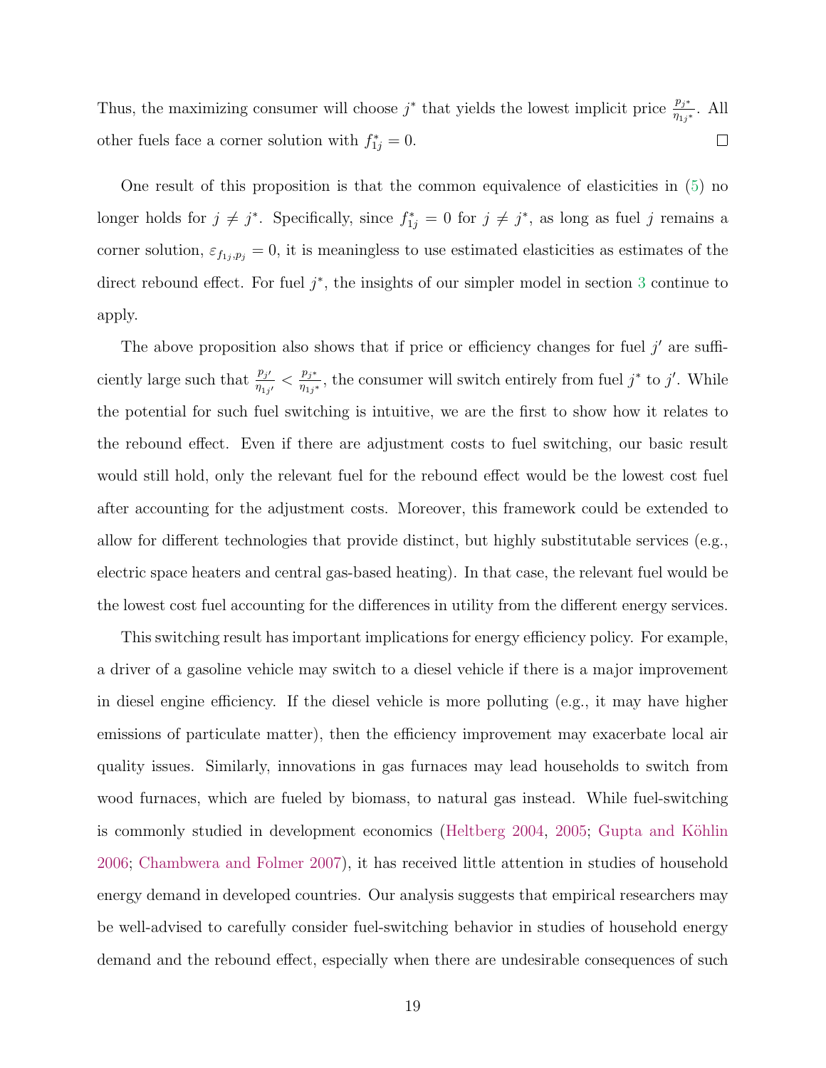Thus, the maximizing consumer will choose $j^*$ that yields the lowest implicit price $\frac{p_{j^*}}{\eta_{1j^*}}$. All other fuels face a corner solution with $f^*_{1j} = 0$. □

One result of this proposition is that the common equivalence of elasticities in (5) no longer holds for $j \neq j^*$. Specifically, since $f^*_{1j} = 0$ for $j \neq j^*$, as long as fuel $j$ remains a corner solution, $\varepsilon_{f_{1j},p_j} = 0$, it is meaningless to use estimated elasticities as estimates of the direct rebound effect. For fuel $j^*$, the insights of our simpler model in section 3 continue to apply.

The above proposition also shows that if price or efficiency changes for fuel $j'$ are sufficiently large such that $\frac{p_{j'}}{\eta_{1j'}} < \frac{p_{j^*}}{\eta_{1j^*}}$, the consumer will switch entirely from fuel $j^*$ to $j'$. While the potential for such fuel switching is intuitive, we are the first to show how it relates to the rebound effect. Even if there are adjustment costs to fuel switching, our basic result would still hold, only the relevant fuel for the rebound effect would be the lowest cost fuel after accounting for the adjustment costs. Moreover, this framework could be extended to allow for different technologies that provide distinct, but highly substitutable services (e.g., electric space heaters and central gas-based heating). In that case, the relevant fuel would be the lowest cost fuel accounting for the differences in utility from the different energy services.

This switching result has important implications for energy efficiency policy. For example, a driver of a gasoline vehicle may switch to a diesel vehicle if there is a major improvement in diesel engine efficiency. If the diesel vehicle is more polluting (e.g., it may have higher emissions of particulate matter), then the efficiency improvement may exacerbate local air quality issues. Similarly, innovations in gas furnaces may lead households to switch from wood furnaces, which are fueled by biomass, to natural gas instead. While fuel-switching is commonly studied in development economics (Heltberg 2004, 2005; Gupta and Köhlin 2006; Chambwera and Folmer 2007), it has received little attention in studies of household energy demand in developed countries. Our analysis suggests that empirical researchers may be well-advised to carefully consider fuel-switching behavior in studies of household energy demand and the rebound effect, especially when there are undesirable consequences of such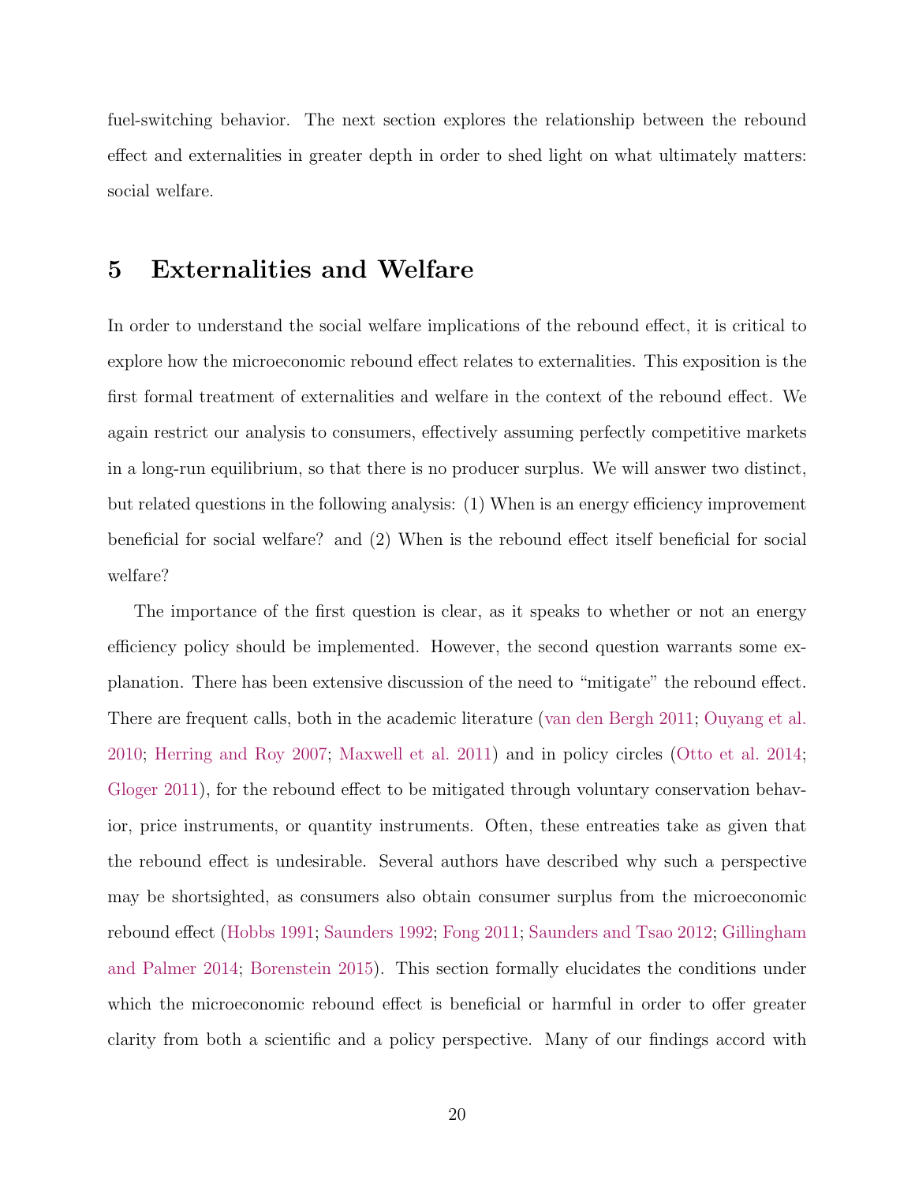fuel-switching behavior. The next section explores the relationship between the rebound effect and externalities in greater depth in order to shed light on what ultimately matters: social welfare.

## 5 Externalities and Welfare

In order to understand the social welfare implications of the rebound effect, it is critical to explore how the microeconomic rebound effect relates to externalities. This exposition is the first formal treatment of externalities and welfare in the context of the rebound effect. We again restrict our analysis to consumers, effectively assuming perfectly competitive markets in a long-run equilibrium, so that there is no producer surplus. We will answer two distinct, but related questions in the following analysis: (1) When is an energy efficiency improvement beneficial for social welfare? and (2) When is the rebound effect itself beneficial for social welfare?

The importance of the first question is clear, as it speaks to whether or not an energy efficiency policy should be implemented. However, the second question warrants some explanation. There has been extensive discussion of the need to "mitigate" the rebound effect. There are frequent calls, both in the academic literature (van den Bergh 2011; Ouyang et al. 2010; Herring and Roy 2007; Maxwell et al. 2011) and in policy circles (Otto et al. 2014; Gloger 2011), for the rebound effect to be mitigated through voluntary conservation behavior, price instruments, or quantity instruments. Often, these entreaties take as given that the rebound effect is undesirable. Several authors have described why such a perspective may be shortsighted, as consumers also obtain consumer surplus from the microeconomic rebound effect (Hobbs 1991; Saunders 1992; Fong 2011; Saunders and Tsao 2012; Gillingham and Palmer 2014; Borenstein 2015). This section formally elucidates the conditions under which the microeconomic rebound effect is beneficial or harmful in order to offer greater clarity from both a scientific and a policy perspective. Many of our findings accord with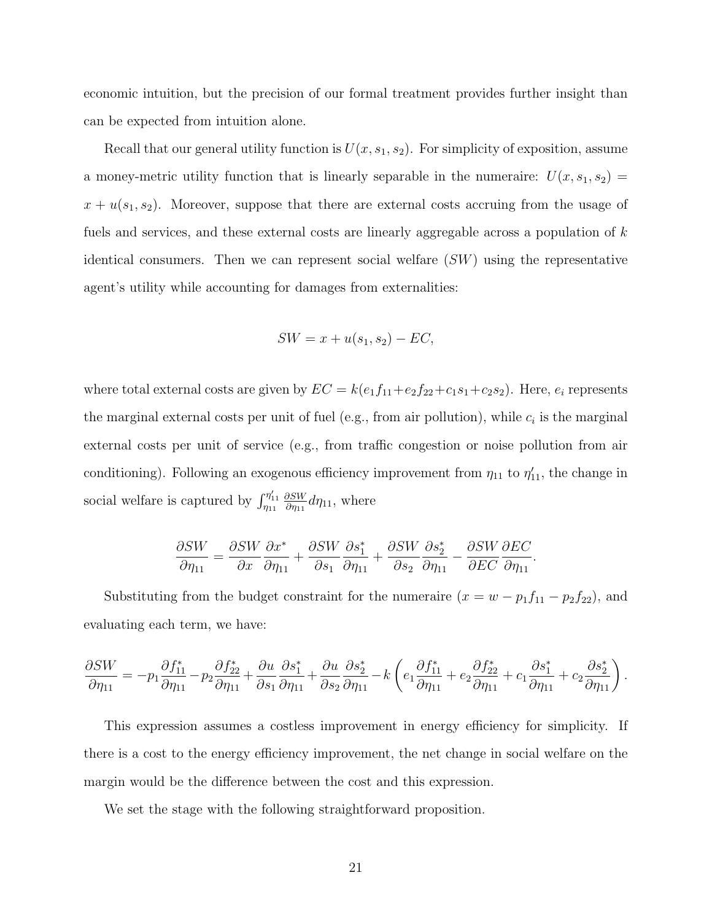economic intuition, but the precision of our formal treatment provides further insight than can be expected from intuition alone.

Recall that our general utility function is $U(x, s_1, s_2)$. For simplicity of exposition, assume a money-metric utility function that is linearly separable in the numeraire: $U(x, s_1, s_2) = x + u(s_1, s_2)$. Moreover, suppose that there are external costs accruing from the usage of fuels and services, and these external costs are linearly aggregable across a population of $k$ identical consumers. Then we can represent social welfare ($SW$) using the representative agent's utility while accounting for damages from externalities:

$$SW = x + u(s_1, s_2) - EC,$$

where total external costs are given by $EC = k(e_1 f_{11} + e_2 f_{22} + c_1 s_1 + c_2 s_2)$. Here, $e_i$ represents the marginal external costs per unit of fuel (e.g., from air pollution), while $c_i$ is the marginal external costs per unit of service (e.g., from traffic congestion or noise pollution from air conditioning). Following an exogenous efficiency improvement from $\eta_{11}$ to $\eta'_{11}$, the change in social welfare is captured by $\int_{\eta_{11}}^{\eta'_{11}} \frac{\partial SW}{\partial \eta_{11}} d\eta_{11}$, where

$$\frac{\partial SW}{\partial \eta_{11}} = \frac{\partial SW}{\partial x}\frac{\partial x^*}{\partial \eta_{11}} + \frac{\partial SW}{\partial s_1}\frac{\partial s_1^*}{\partial \eta_{11}} + \frac{\partial SW}{\partial s_2}\frac{\partial s_2^*}{\partial \eta_{11}} - \frac{\partial SW}{\partial EC}\frac{\partial EC}{\partial \eta_{11}}.$$

Substituting from the budget constraint for the numeraire ($x = w - p_1 f_{11} - p_2 f_{22}$), and evaluating each term, we have:

$$\frac{\partial SW}{\partial \eta_{11}} = -p_1 \frac{\partial f_{11}^*}{\partial \eta_{11}} - p_2 \frac{\partial f_{22}^*}{\partial \eta_{11}} + \frac{\partial u}{\partial s_1}\frac{\partial s_1^*}{\partial \eta_{11}} + \frac{\partial u}{\partial s_2}\frac{\partial s_2^*}{\partial \eta_{11}} - k\left(e_1 \frac{\partial f_{11}^*}{\partial \eta_{11}} + e_2 \frac{\partial f_{22}^*}{\partial \eta_{11}} + c_1 \frac{\partial s_1^*}{\partial \eta_{11}} + c_2 \frac{\partial s_2^*}{\partial \eta_{11}}\right).$$

This expression assumes a costless improvement in energy efficiency for simplicity. If there is a cost to the energy efficiency improvement, the net change in social welfare on the margin would be the difference between the cost and this expression.

We set the stage with the following straightforward proposition.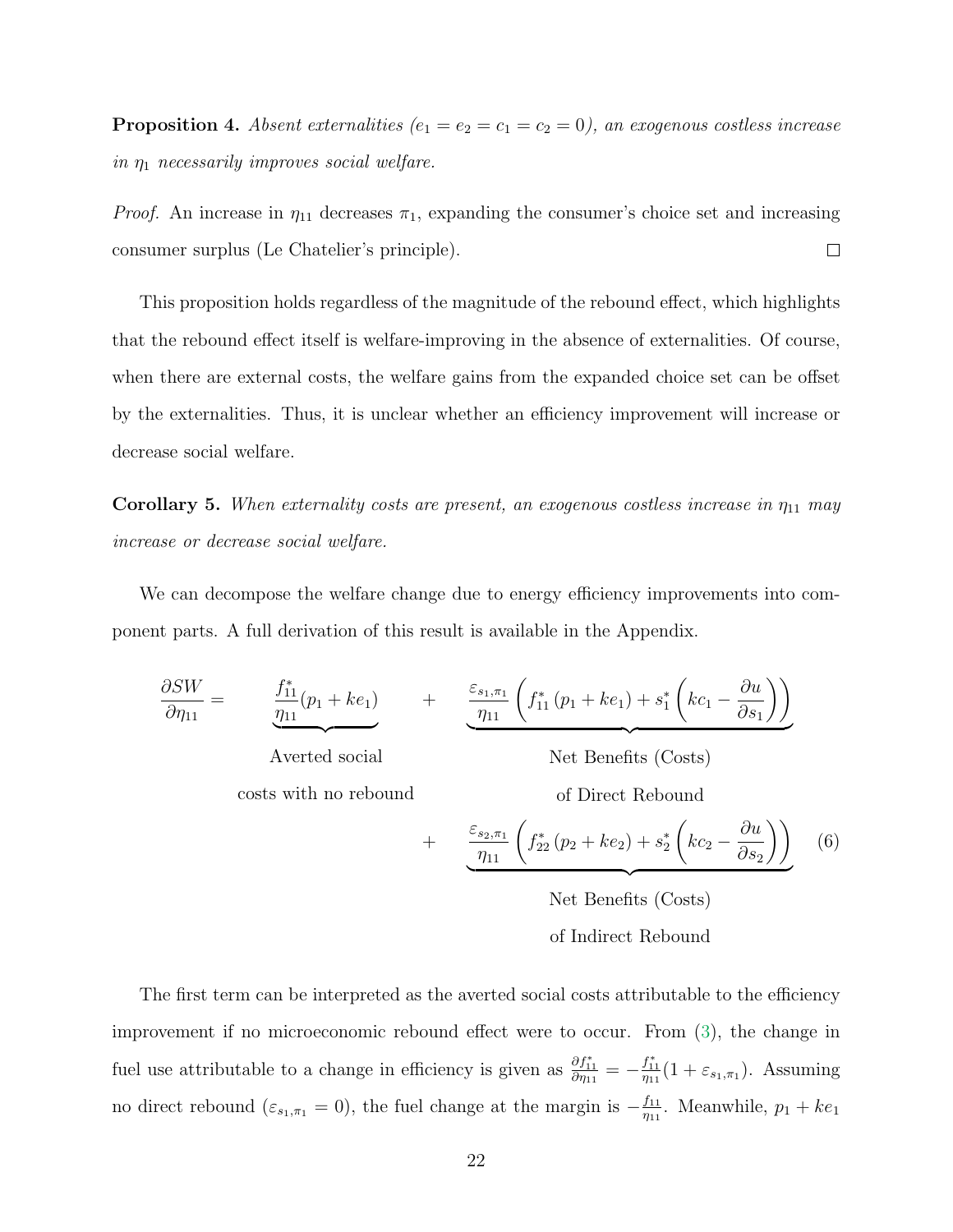**Proposition 4.** *Absent externalities ($e_1 = e_2 = c_1 = c_2 = 0$), an exogenous costless increase in $\eta_1$ necessarily improves social welfare.*

*Proof.* An increase in $\eta_{11}$ decreases $\pi_1$, expanding the consumer's choice set and increasing consumer surplus (Le Chatelier's principle). ☐

This proposition holds regardless of the magnitude of the rebound effect, which highlights that the rebound effect itself is welfare-improving in the absence of externalities. Of course, when there are external costs, the welfare gains from the expanded choice set can be offset by the externalities. Thus, it is unclear whether an efficiency improvement will increase or decrease social welfare.

**Corollary 5.** *When externality costs are present, an exogenous costless increase in $\eta_{11}$ may increase or decrease social welfare.*

We can decompose the welfare change due to energy efficiency improvements into component parts. A full derivation of this result is available in the Appendix.

$$
\begin{aligned}
\frac{\partial SW}{\partial \eta_{11}} = \; & \underbrace{\frac{f_{11}^*}{\eta_{11}}(p_1 + ke_1)}_{\text{Averted social costs with no rebound}} + \underbrace{\frac{\varepsilon_{s_1,\pi_1}}{\eta_{11}}\left(f_{11}^*\left(p_1 + ke_1\right) + s_1^*\left(kc_1 - \frac{\partial u}{\partial s_1}\right)\right)}_{\text{Net Benefits (Costs) of Direct Rebound}} \\
& + \underbrace{\frac{\varepsilon_{s_2,\pi_1}}{\eta_{11}}\left(f_{22}^*\left(p_2 + ke_2\right) + s_2^*\left(kc_2 - \frac{\partial u}{\partial s_2}\right)\right)}_{\text{Net Benefits (Costs) of Indirect Rebound}} \qquad (6)
\end{aligned}
$$

The first term can be interpreted as the averted social costs attributable to the efficiency improvement if no microeconomic rebound effect were to occur. From (3), the change in fuel use attributable to a change in efficiency is given as $\frac{\partial f_{11}^*}{\partial \eta_{11}} = -\frac{f_{11}^*}{\eta_{11}}(1 + \varepsilon_{s_1,\pi_1})$. Assuming no direct rebound ($\varepsilon_{s_1,\pi_1} = 0$), the fuel change at the margin is $-\frac{f_{11}}{\eta_{11}}$. Meanwhile, $p_1 + ke_1$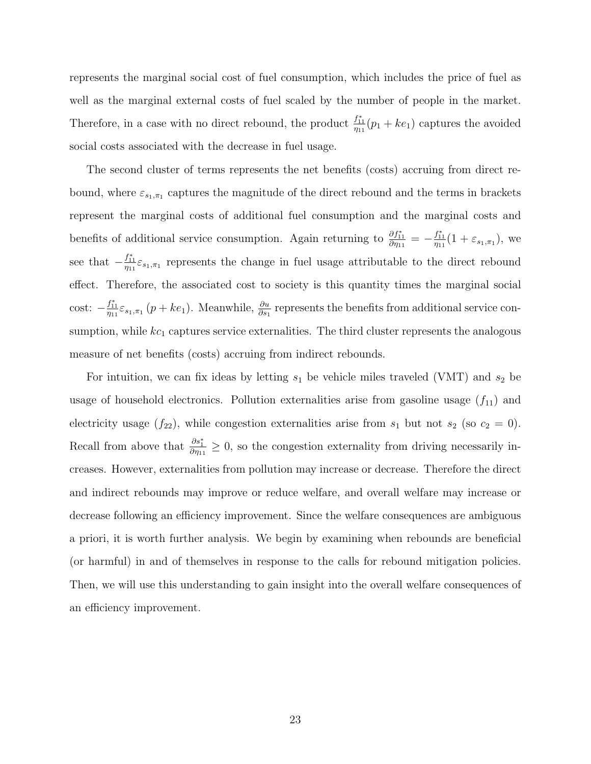represents the marginal social cost of fuel consumption, which includes the price of fuel as well as the marginal external costs of fuel scaled by the number of people in the market. Therefore, in a case with no direct rebound, the product $\frac{f_{11}^*}{\eta_{11}}(p_1 + ke_1)$ captures the avoided social costs associated with the decrease in fuel usage.

The second cluster of terms represents the net benefits (costs) accruing from direct rebound, where $\varepsilon_{s_1,\pi_1}$ captures the magnitude of the direct rebound and the terms in brackets represent the marginal costs of additional fuel consumption and the marginal costs and benefits of additional service consumption. Again returning to $\frac{\partial f_{11}^*}{\partial \eta_{11}} = -\frac{f_{11}^*}{\eta_{11}}(1 + \varepsilon_{s_1,\pi_1})$, we see that $-\frac{f_{11}^*}{\eta_{11}}\varepsilon_{s_1,\pi_1}$ represents the change in fuel usage attributable to the direct rebound effect. Therefore, the associated cost to society is this quantity times the marginal social cost: $-\frac{f_{11}^*}{\eta_{11}}\varepsilon_{s_1,\pi_1}(p + ke_1)$. Meanwhile, $\frac{\partial u}{\partial s_1}$ represents the benefits from additional service consumption, while $kc_1$ captures service externalities. The third cluster represents the analogous measure of net benefits (costs) accruing from indirect rebounds.

For intuition, we can fix ideas by letting $s_1$ be vehicle miles traveled (VMT) and $s_2$ be usage of household electronics. Pollution externalities arise from gasoline usage ($f_{11}$) and electricity usage ($f_{22}$), while congestion externalities arise from $s_1$ but not $s_2$ (so $c_2 = 0$). Recall from above that $\frac{\partial s_1^*}{\partial \eta_{11}} \geq 0$, so the congestion externality from driving necessarily increases. However, externalities from pollution may increase or decrease. Therefore the direct and indirect rebounds may improve or reduce welfare, and overall welfare may increase or decrease following an efficiency improvement. Since the welfare consequences are ambiguous a priori, it is worth further analysis. We begin by examining when rebounds are beneficial (or harmful) in and of themselves in response to the calls for rebound mitigation policies. Then, we will use this understanding to gain insight into the overall welfare consequences of an efficiency improvement.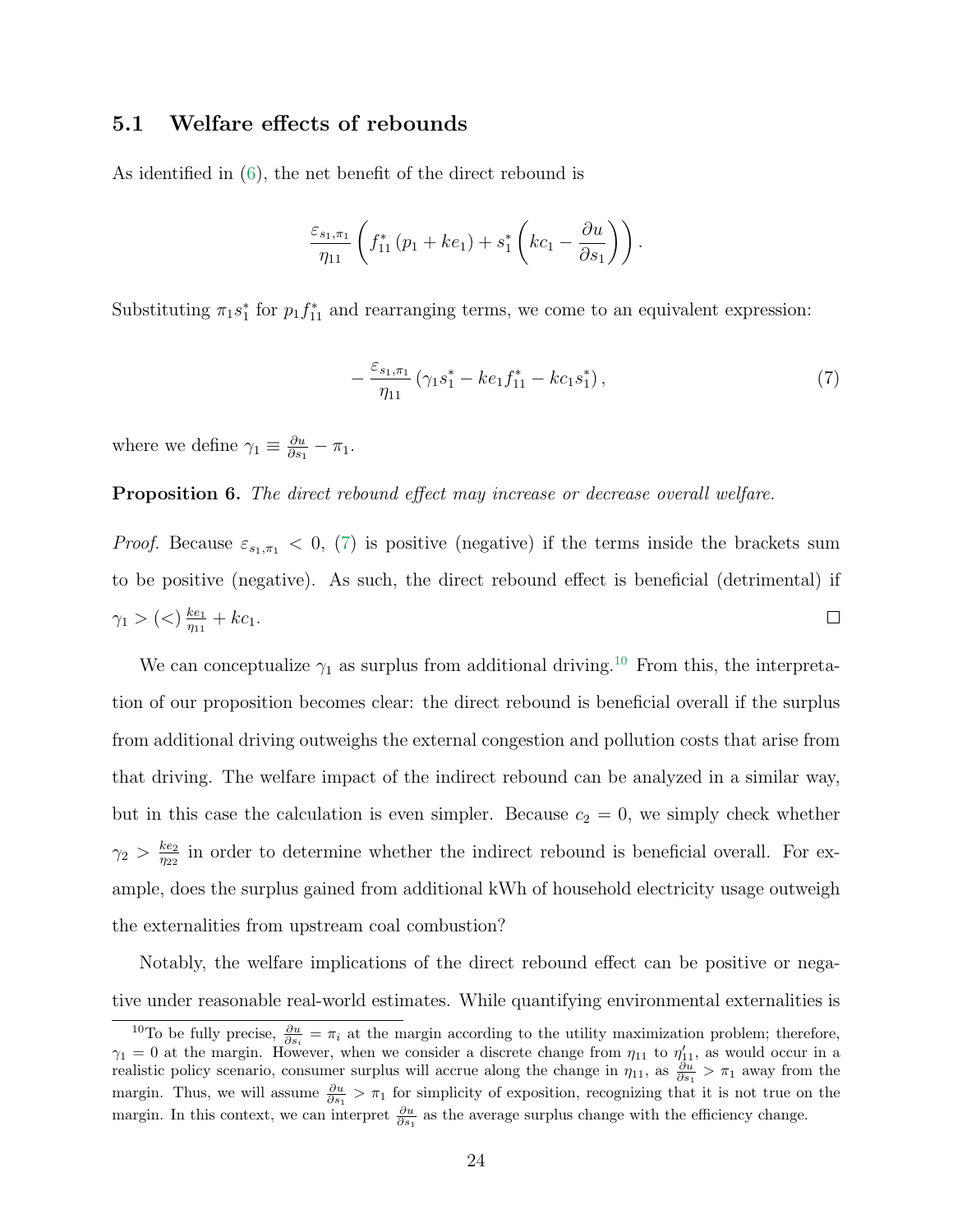### 5.1 Welfare effects of rebounds

As identified in (6), the net benefit of the direct rebound is

$$\frac{\varepsilon_{s_1,\pi_1}}{\eta_{11}}\left(f_{11}^*\left(p_1+ke_1\right)+s_1^*\left(kc_1-\frac{\partial u}{\partial s_1}\right)\right).$$

Substituting $\pi_1 s_1^*$ for $p_1 f_{11}^*$ and rearranging terms, we come to an equivalent expression:

$$-\frac{\varepsilon_{s_1,\pi_1}}{\eta_{11}}\left(\gamma_1 s_1^* - ke_1 f_{11}^* - kc_1 s_1^*\right), \tag{7}$$

where we define $\gamma_1 \equiv \frac{\partial u}{\partial s_1} - \pi_1$.

**Proposition 6.** *The direct rebound effect may increase or decrease overall welfare.*

*Proof.* Because $\varepsilon_{s_1,\pi_1} < 0$, (7) is positive (negative) if the terms inside the brackets sum to be positive (negative). As such, the direct rebound effect is beneficial (detrimental) if $\gamma_1 > (<) \frac{ke_1}{\eta_{11}} + kc_1$. □

We can conceptualize $\gamma_1$ as surplus from additional driving.[10] From this, the interpretation of our proposition becomes clear: the direct rebound is beneficial overall if the surplus from additional driving outweighs the external congestion and pollution costs that arise from that driving. The welfare impact of the indirect rebound can be analyzed in a similar way, but in this case the calculation is even simpler. Because $c_2 = 0$, we simply check whether $\gamma_2 > \frac{ke_2}{\eta_{22}}$ in order to determine whether the indirect rebound is beneficial overall. For example, does the surplus gained from additional kWh of household electricity usage outweigh the externalities from upstream coal combustion?

Notably, the welfare implications of the direct rebound effect can be positive or negative under reasonable real-world estimates. While quantifying environmental externalities is

[10] To be fully precise, $\frac{\partial u}{\partial s_i} = \pi_i$ at the margin according to the utility maximization problem; therefore, $\gamma_1 = 0$ at the margin. However, when we consider a discrete change from $\eta_{11}$ to $\eta_{11}'$, as would occur in a realistic policy scenario, consumer surplus will accrue along the change in $\eta_{11}$, as $\frac{\partial u}{\partial s_1} > \pi_1$ away from the margin. Thus, we will assume $\frac{\partial u}{\partial s_1} > \pi_1$ for simplicity of exposition, recognizing that it is not true on the margin. In this context, we can interpret $\frac{\partial u}{\partial s_1}$ as the average surplus change with the efficiency change.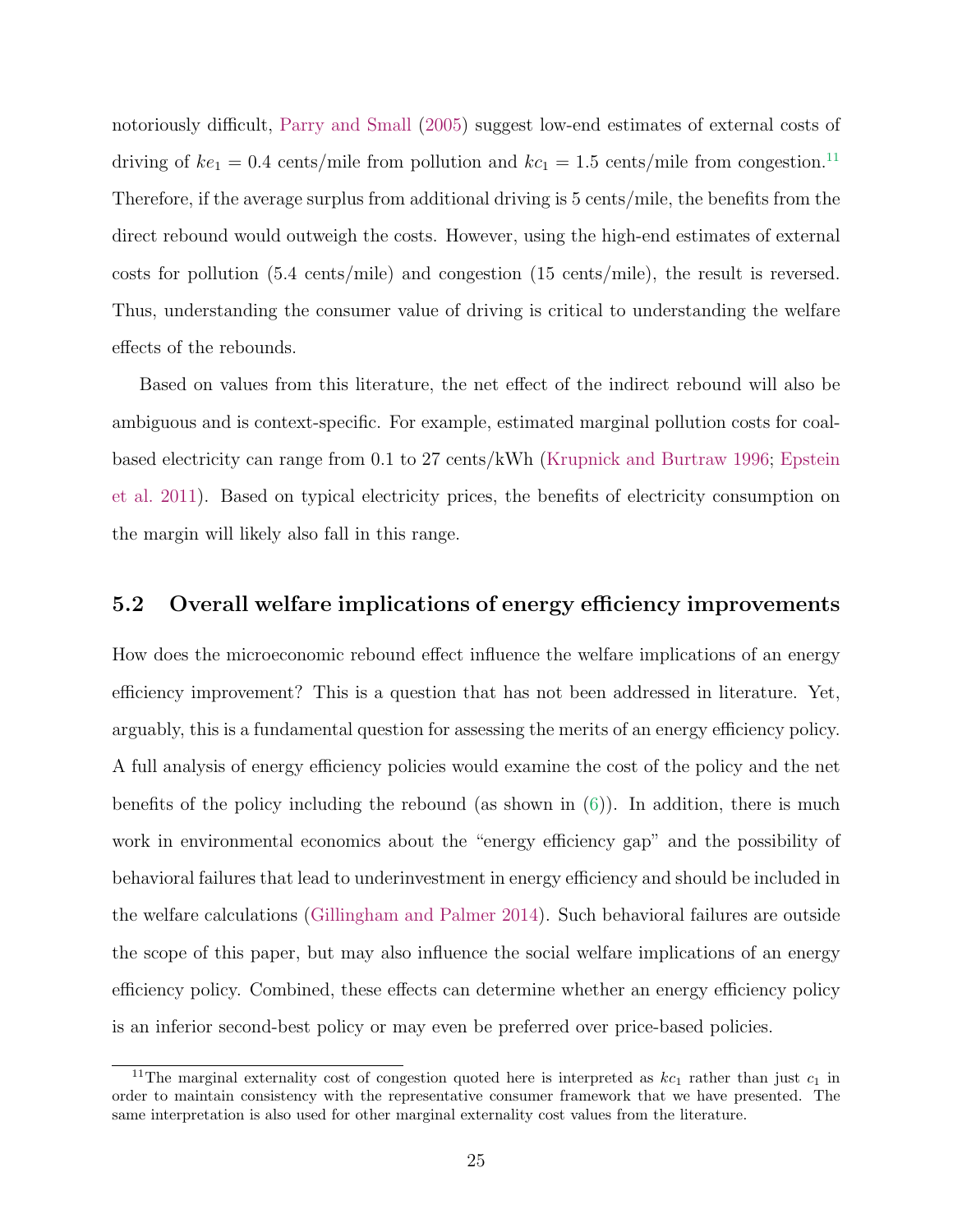notoriously difficult, Parry and Small (2005) suggest low-end estimates of external costs of driving of $ke_1 = 0.4$ cents/mile from pollution and $kc_1 = 1.5$ cents/mile from congestion.[11] Therefore, if the average surplus from additional driving is 5 cents/mile, the benefits from the direct rebound would outweigh the costs. However, using the high-end estimates of external costs for pollution (5.4 cents/mile) and congestion (15 cents/mile), the result is reversed. Thus, understanding the consumer value of driving is critical to understanding the welfare effects of the rebounds.

Based on values from this literature, the net effect of the indirect rebound will also be ambiguous and is context-specific. For example, estimated marginal pollution costs for coal-based electricity can range from 0.1 to 27 cents/kWh (Krupnick and Burtraw 1996; Epstein et al. 2011). Based on typical electricity prices, the benefits of electricity consumption on the margin will likely also fall in this range.

## 5.2 Overall welfare implications of energy efficiency improvements

How does the microeconomic rebound effect influence the welfare implications of an energy efficiency improvement? This is a question that has not been addressed in literature. Yet, arguably, this is a fundamental question for assessing the merits of an energy efficiency policy. A full analysis of energy efficiency policies would examine the cost of the policy and the net benefits of the policy including the rebound (as shown in (6)). In addition, there is much work in environmental economics about the "energy efficiency gap" and the possibility of behavioral failures that lead to underinvestment in energy efficiency and should be included in the welfare calculations (Gillingham and Palmer 2014). Such behavioral failures are outside the scope of this paper, but may also influence the social welfare implications of an energy efficiency policy. Combined, these effects can determine whether an energy efficiency policy is an inferior second-best policy or may even be preferred over price-based policies.

[11] The marginal externality cost of congestion quoted here is interpreted as $kc_1$ rather than just $c_1$ in order to maintain consistency with the representative consumer framework that we have presented. The same interpretation is also used for other marginal externality cost values from the literature.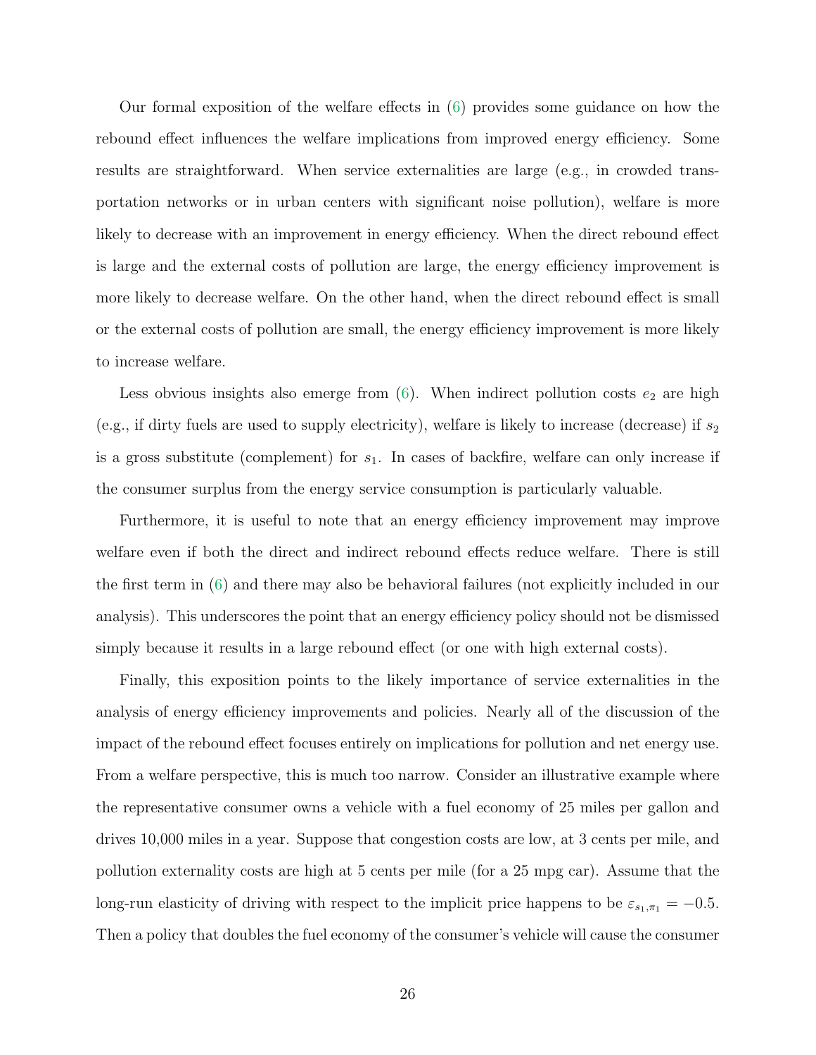Our formal exposition of the welfare effects in (6) provides some guidance on how the rebound effect influences the welfare implications from improved energy efficiency. Some results are straightforward. When service externalities are large (e.g., in crowded transportation networks or in urban centers with significant noise pollution), welfare is more likely to decrease with an improvement in energy efficiency. When the direct rebound effect is large and the external costs of pollution are large, the energy efficiency improvement is more likely to decrease welfare. On the other hand, when the direct rebound effect is small or the external costs of pollution are small, the energy efficiency improvement is more likely to increase welfare.

Less obvious insights also emerge from (6). When indirect pollution costs $e_2$ are high (e.g., if dirty fuels are used to supply electricity), welfare is likely to increase (decrease) if $s_2$ is a gross substitute (complement) for $s_1$. In cases of backfire, welfare can only increase if the consumer surplus from the energy service consumption is particularly valuable.

Furthermore, it is useful to note that an energy efficiency improvement may improve welfare even if both the direct and indirect rebound effects reduce welfare. There is still the first term in (6) and there may also be behavioral failures (not explicitly included in our analysis). This underscores the point that an energy efficiency policy should not be dismissed simply because it results in a large rebound effect (or one with high external costs).

Finally, this exposition points to the likely importance of service externalities in the analysis of energy efficiency improvements and policies. Nearly all of the discussion of the impact of the rebound effect focuses entirely on implications for pollution and net energy use. From a welfare perspective, this is much too narrow. Consider an illustrative example where the representative consumer owns a vehicle with a fuel economy of 25 miles per gallon and drives 10,000 miles in a year. Suppose that congestion costs are low, at 3 cents per mile, and pollution externality costs are high at 5 cents per mile (for a 25 mpg car). Assume that the long-run elasticity of driving with respect to the implicit price happens to be $\varepsilon_{s_1,\pi_1} = -0.5$. Then a policy that doubles the fuel economy of the consumer's vehicle will cause the consumer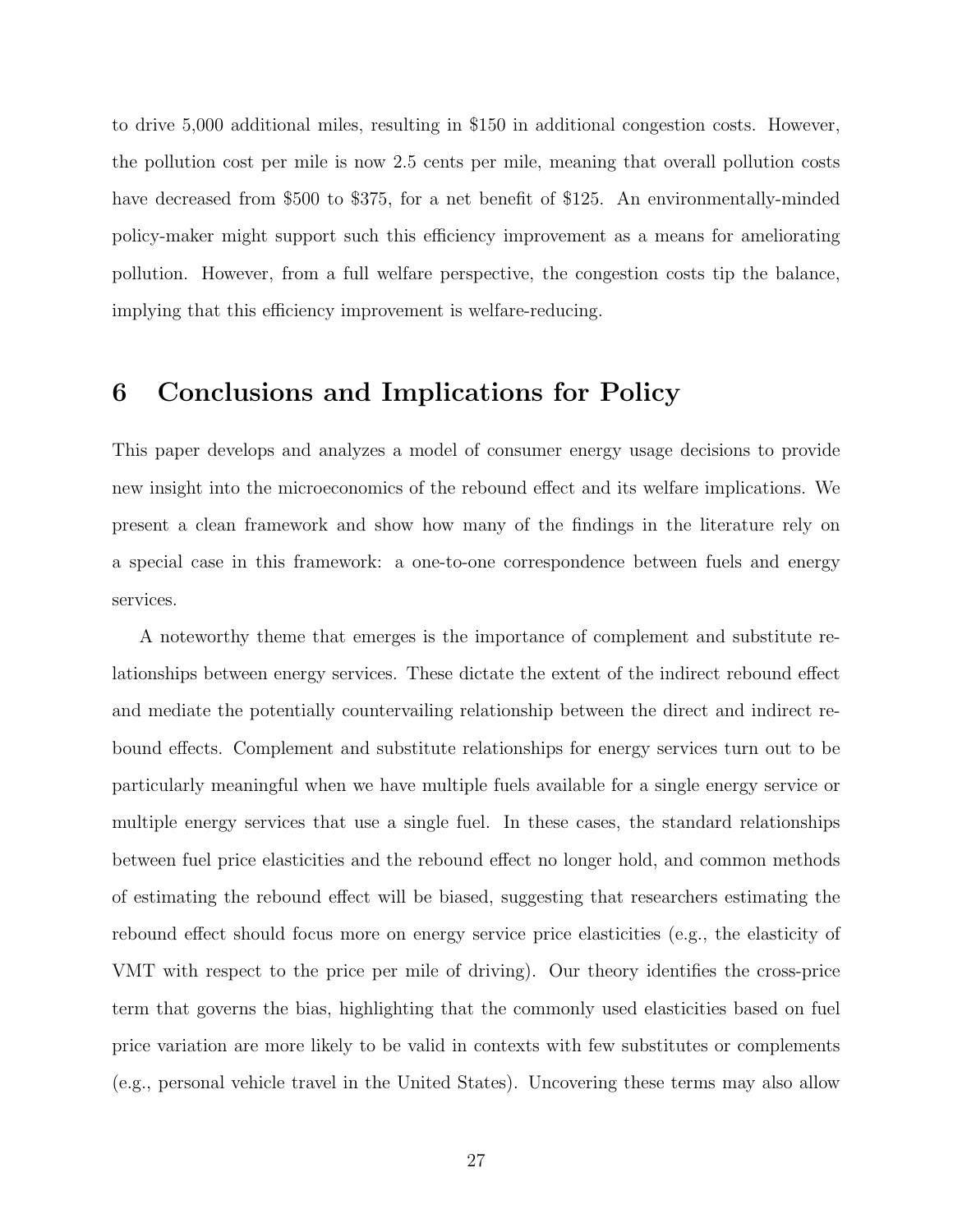to drive 5,000 additional miles, resulting in $150 in additional congestion costs. However, the pollution cost per mile is now 2.5 cents per mile, meaning that overall pollution costs have decreased from $500 to $375, for a net benefit of $125. An environmentally-minded policy-maker might support such this efficiency improvement as a means for ameliorating pollution. However, from a full welfare perspective, the congestion costs tip the balance, implying that this efficiency improvement is welfare-reducing.

# 6 Conclusions and Implications for Policy

This paper develops and analyzes a model of consumer energy usage decisions to provide new insight into the microeconomics of the rebound effect and its welfare implications. We present a clean framework and show how many of the findings in the literature rely on a special case in this framework: a one-to-one correspondence between fuels and energy services.

A noteworthy theme that emerges is the importance of complement and substitute relationships between energy services. These dictate the extent of the indirect rebound effect and mediate the potentially countervailing relationship between the direct and indirect rebound effects. Complement and substitute relationships for energy services turn out to be particularly meaningful when we have multiple fuels available for a single energy service or multiple energy services that use a single fuel. In these cases, the standard relationships between fuel price elasticities and the rebound effect no longer hold, and common methods of estimating the rebound effect will be biased, suggesting that researchers estimating the rebound effect should focus more on energy service price elasticities (e.g., the elasticity of VMT with respect to the price per mile of driving). Our theory identifies the cross-price term that governs the bias, highlighting that the commonly used elasticities based on fuel price variation are more likely to be valid in contexts with few substitutes or complements (e.g., personal vehicle travel in the United States). Uncovering these terms may also allow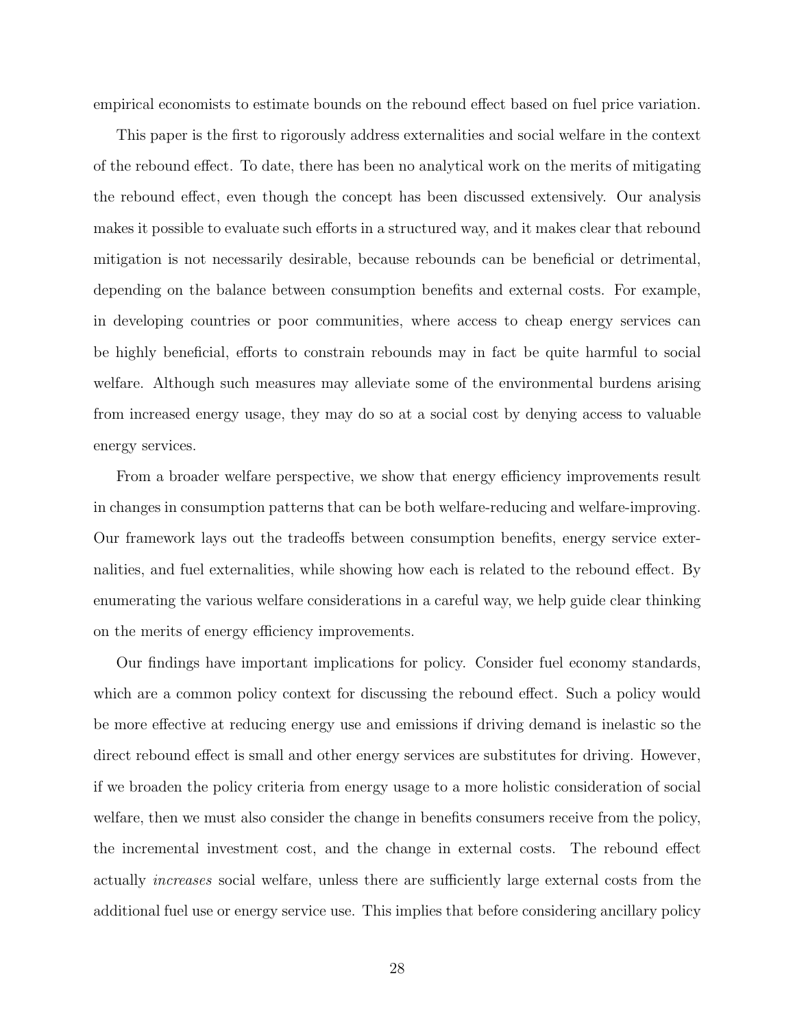empirical economists to estimate bounds on the rebound effect based on fuel price variation.

This paper is the first to rigorously address externalities and social welfare in the context of the rebound effect. To date, there has been no analytical work on the merits of mitigating the rebound effect, even though the concept has been discussed extensively. Our analysis makes it possible to evaluate such efforts in a structured way, and it makes clear that rebound mitigation is not necessarily desirable, because rebounds can be beneficial or detrimental, depending on the balance between consumption benefits and external costs. For example, in developing countries or poor communities, where access to cheap energy services can be highly beneficial, efforts to constrain rebounds may in fact be quite harmful to social welfare. Although such measures may alleviate some of the environmental burdens arising from increased energy usage, they may do so at a social cost by denying access to valuable energy services.

From a broader welfare perspective, we show that energy efficiency improvements result in changes in consumption patterns that can be both welfare-reducing and welfare-improving. Our framework lays out the tradeoffs between consumption benefits, energy service externalities, and fuel externalities, while showing how each is related to the rebound effect. By enumerating the various welfare considerations in a careful way, we help guide clear thinking on the merits of energy efficiency improvements.

Our findings have important implications for policy. Consider fuel economy standards, which are a common policy context for discussing the rebound effect. Such a policy would be more effective at reducing energy use and emissions if driving demand is inelastic so the direct rebound effect is small and other energy services are substitutes for driving. However, if we broaden the policy criteria from energy usage to a more holistic consideration of social welfare, then we must also consider the change in benefits consumers receive from the policy, the incremental investment cost, and the change in external costs. The rebound effect actually *increases* social welfare, unless there are sufficiently large external costs from the additional fuel use or energy service use. This implies that before considering ancillary policy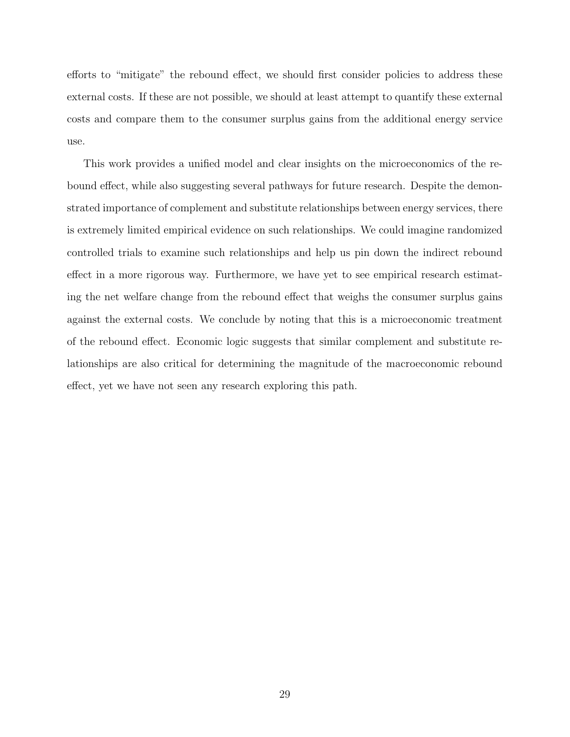efforts to "mitigate" the rebound effect, we should first consider policies to address these external costs. If these are not possible, we should at least attempt to quantify these external costs and compare them to the consumer surplus gains from the additional energy service use.

This work provides a unified model and clear insights on the microeconomics of the rebound effect, while also suggesting several pathways for future research. Despite the demonstrated importance of complement and substitute relationships between energy services, there is extremely limited empirical evidence on such relationships. We could imagine randomized controlled trials to examine such relationships and help us pin down the indirect rebound effect in a more rigorous way. Furthermore, we have yet to see empirical research estimating the net welfare change from the rebound effect that weighs the consumer surplus gains against the external costs. We conclude by noting that this is a microeconomic treatment of the rebound effect. Economic logic suggests that similar complement and substitute relationships are also critical for determining the magnitude of the macroeconomic rebound effect, yet we have not seen any research exploring this path.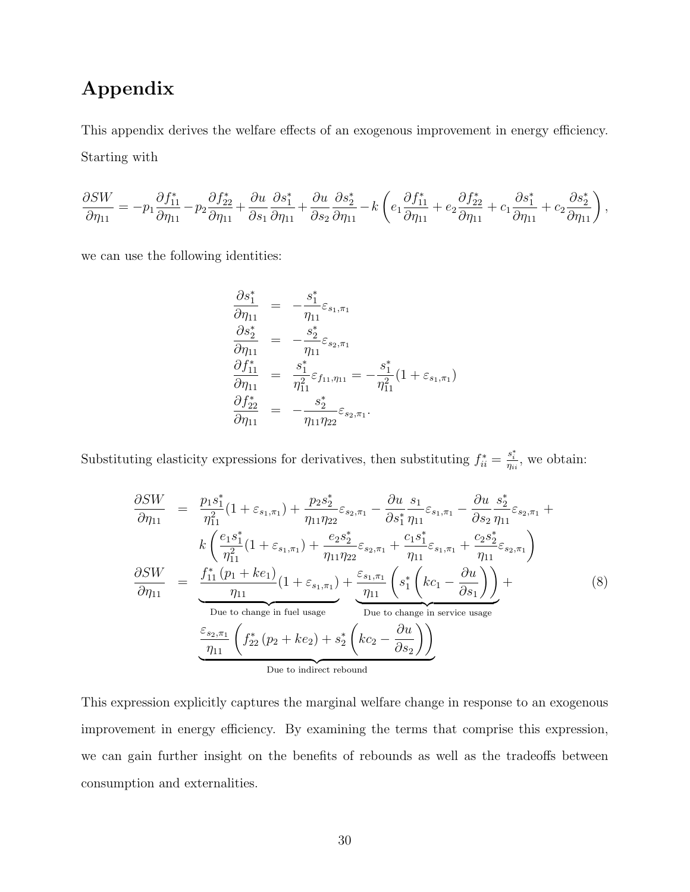# Appendix

This appendix derives the welfare effects of an exogenous improvement in energy efficiency. Starting with

$$\frac{\partial SW}{\partial \eta_{11}} = -p_1 \frac{\partial f_{11}^*}{\partial \eta_{11}} - p_2 \frac{\partial f_{22}^*}{\partial \eta_{11}} + \frac{\partial u}{\partial s_1}\frac{\partial s_1^*}{\partial \eta_{11}} + \frac{\partial u}{\partial s_2}\frac{\partial s_2^*}{\partial \eta_{11}} - k\left(e_1 \frac{\partial f_{11}^*}{\partial \eta_{11}} + e_2 \frac{\partial f_{22}^*}{\partial \eta_{11}} + c_1 \frac{\partial s_1^*}{\partial \eta_{11}} + c_2 \frac{\partial s_2^*}{\partial \eta_{11}}\right),$$

we can use the following identities:

$$\begin{aligned}
\frac{\partial s_1^*}{\partial \eta_{11}} &= -\frac{s_1^*}{\eta_{11}}\varepsilon_{s_1,\pi_1} \\
\frac{\partial s_2^*}{\partial \eta_{11}} &= -\frac{s_2^*}{\eta_{11}}\varepsilon_{s_2,\pi_1} \\
\frac{\partial f_{11}^*}{\partial \eta_{11}} &= \frac{s_1^*}{\eta_{11}^2}\varepsilon_{f_{11},\eta_{11}} = -\frac{s_1^*}{\eta_{11}^2}(1+\varepsilon_{s_1,\pi_1}) \\
\frac{\partial f_{22}^*}{\partial \eta_{11}} &= -\frac{s_2^*}{\eta_{11}\eta_{22}}\varepsilon_{s_2,\pi_1}.
\end{aligned}$$

Substituting elasticity expressions for derivatives, then substituting $f_{ii}^* = \frac{s_i^*}{\eta_{ii}}$, we obtain:

$$\begin{aligned}
\frac{\partial SW}{\partial \eta_{11}} &= \frac{p_1 s_1^*}{\eta_{11}^2}(1+\varepsilon_{s_1,\pi_1}) + \frac{p_2 s_2^*}{\eta_{11}\eta_{22}}\varepsilon_{s_2,\pi_1} - \frac{\partial u}{\partial s_1^*}\frac{s_1}{\eta_{11}}\varepsilon_{s_1,\pi_1} - \frac{\partial u}{\partial s_2}\frac{s_2^*}{\eta_{11}}\varepsilon_{s_2,\pi_1} + \\
&\quad k\left(\frac{e_1 s_1^*}{\eta_{11}^2}(1+\varepsilon_{s_1,\pi_1}) + \frac{e_2 s_2^*}{\eta_{11}\eta_{22}}\varepsilon_{s_2,\pi_1} + \frac{c_1 s_1^*}{\eta_{11}}\varepsilon_{s_1,\pi_1} + \frac{c_2 s_2^*}{\eta_{11}}\varepsilon_{s_2,\pi_1}\right) \\
\frac{\partial SW}{\partial \eta_{11}} &= \underbrace{\frac{f_{11}^*\left(p_1 + ke_1\right)}{\eta_{11}}(1+\varepsilon_{s_1,\pi_1})}_{\text{Due to change in fuel usage}} + \underbrace{\frac{\varepsilon_{s_1,\pi_1}}{\eta_{11}}\left(s_1^*\left(kc_1 - \frac{\partial u}{\partial s_1}\right)\right)}_{\text{Due to change in service usage}} + \\
&\quad \underbrace{\frac{\varepsilon_{s_2,\pi_1}}{\eta_{11}}\left(f_{22}^*\left(p_2 + ke_2\right) + s_2^*\left(kc_2 - \frac{\partial u}{\partial s_2}\right)\right)}_{\text{Due to indirect rebound}}
\end{aligned} \tag{8}$$

This expression explicitly captures the marginal welfare change in response to an exogenous improvement in energy efficiency. By examining the terms that comprise this expression, we can gain further insight on the benefits of rebounds as well as the tradeoffs between consumption and externalities.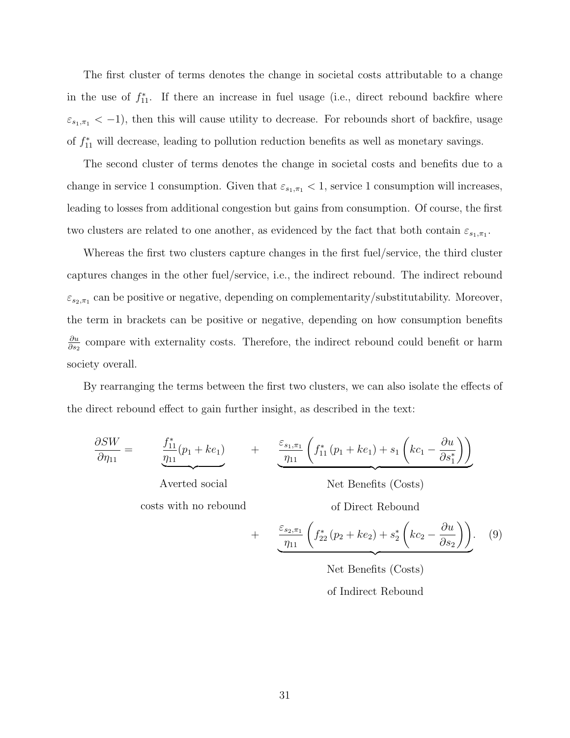The first cluster of terms denotes the change in societal costs attributable to a change in the use of $f_{11}^*$. If there an increase in fuel usage (i.e., direct rebound backfire where $\varepsilon_{s_1,\pi_1} < -1$), then this will cause utility to decrease. For rebounds short of backfire, usage of $f_{11}^*$ will decrease, leading to pollution reduction benefits as well as monetary savings.

The second cluster of terms denotes the change in societal costs and benefits due to a change in service 1 consumption. Given that $\varepsilon_{s_1,\pi_1} < 1$, service 1 consumption will increases, leading to losses from additional congestion but gains from consumption. Of course, the first two clusters are related to one another, as evidenced by the fact that both contain $\varepsilon_{s_1,\pi_1}$.

Whereas the first two clusters capture changes in the first fuel/service, the third cluster captures changes in the other fuel/service, i.e., the indirect rebound. The indirect rebound $\varepsilon_{s_2,\pi_1}$ can be positive or negative, depending on complementarity/substitutability. Moreover, the term in brackets can be positive or negative, depending on how consumption benefits $\frac{\partial u}{\partial s_2}$ compare with externality costs. Therefore, the indirect rebound could benefit or harm society overall.

By rearranging the terms between the first two clusters, we can also isolate the effects of the direct rebound effect to gain further insight, as described in the text:

$$
\begin{aligned}
\frac{\partial SW}{\partial \eta_{11}} = \quad & \underbrace{\frac{f_{11}^*}{\eta_{11}}(p_1 + ke_1)}_{\substack{\text{Averted social} \\ \text{costs with no rebound}}} \quad + \quad \underbrace{\frac{\varepsilon_{s_1,\pi_1}}{\eta_{11}}\left(f_{11}^*\left(p_1 + ke_1\right) + s_1\left(kc_1 - \frac{\partial u}{\partial s_1^*}\right)\right)}_{\substack{\text{Net Benefits (Costs)} \\ \text{of Direct Rebound}}} \\
& \quad + \quad \underbrace{\frac{\varepsilon_{s_2,\pi_1}}{\eta_{11}}\left(f_{22}^*\left(p_2 + ke_2\right) + s_2^*\left(kc_2 - \frac{\partial u}{\partial s_2}\right)\right)}_{\substack{\text{Net Benefits (Costs)} \\ \text{of Indirect Rebound}}}. \qquad (9)
\end{aligned}
$$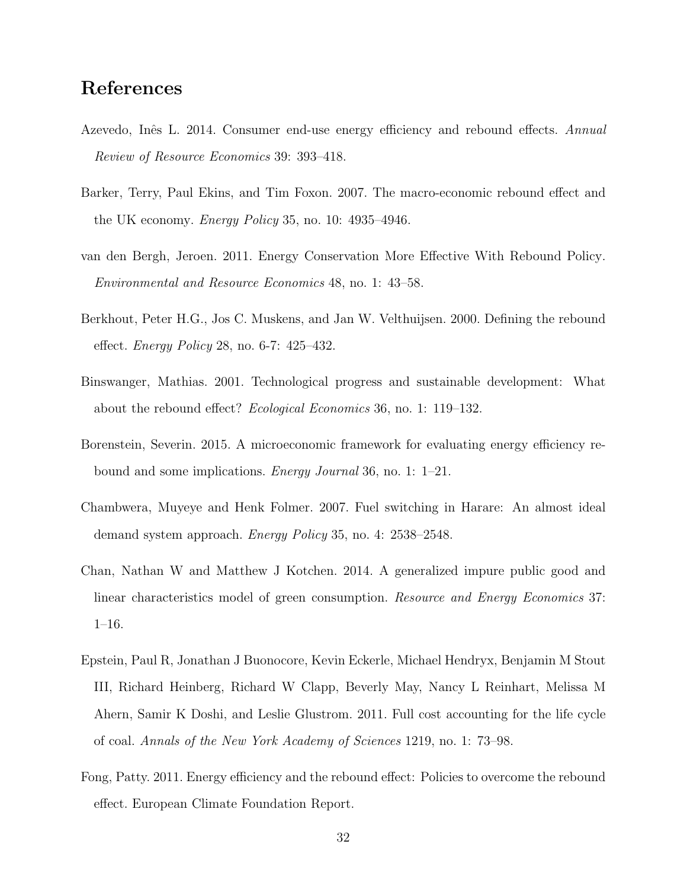## References

Azevedo, Inês L. 2014. Consumer end-use energy efficiency and rebound effects. *Annual Review of Resource Economics* 39: 393–418.

Barker, Terry, Paul Ekins, and Tim Foxon. 2007. The macro-economic rebound effect and the UK economy. *Energy Policy* 35, no. 10: 4935–4946.

van den Bergh, Jeroen. 2011. Energy Conservation More Effective With Rebound Policy. *Environmental and Resource Economics* 48, no. 1: 43–58.

Berkhout, Peter H.G., Jos C. Muskens, and Jan W. Velthuijsen. 2000. Defining the rebound effect. *Energy Policy* 28, no. 6-7: 425–432.

Binswanger, Mathias. 2001. Technological progress and sustainable development: What about the rebound effect? *Ecological Economics* 36, no. 1: 119–132.

Borenstein, Severin. 2015. A microeconomic framework for evaluating energy efficiency rebound and some implications. *Energy Journal* 36, no. 1: 1–21.

Chambwera, Muyeye and Henk Folmer. 2007. Fuel switching in Harare: An almost ideal demand system approach. *Energy Policy* 35, no. 4: 2538–2548.

Chan, Nathan W and Matthew J Kotchen. 2014. A generalized impure public good and linear characteristics model of green consumption. *Resource and Energy Economics* 37: 1–16.

Epstein, Paul R, Jonathan J Buonocore, Kevin Eckerle, Michael Hendryx, Benjamin M Stout III, Richard Heinberg, Richard W Clapp, Beverly May, Nancy L Reinhart, Melissa M Ahern, Samir K Doshi, and Leslie Glustrom. 2011. Full cost accounting for the life cycle of coal. *Annals of the New York Academy of Sciences* 1219, no. 1: 73–98.

Fong, Patty. 2011. Energy efficiency and the rebound effect: Policies to overcome the rebound effect. European Climate Foundation Report.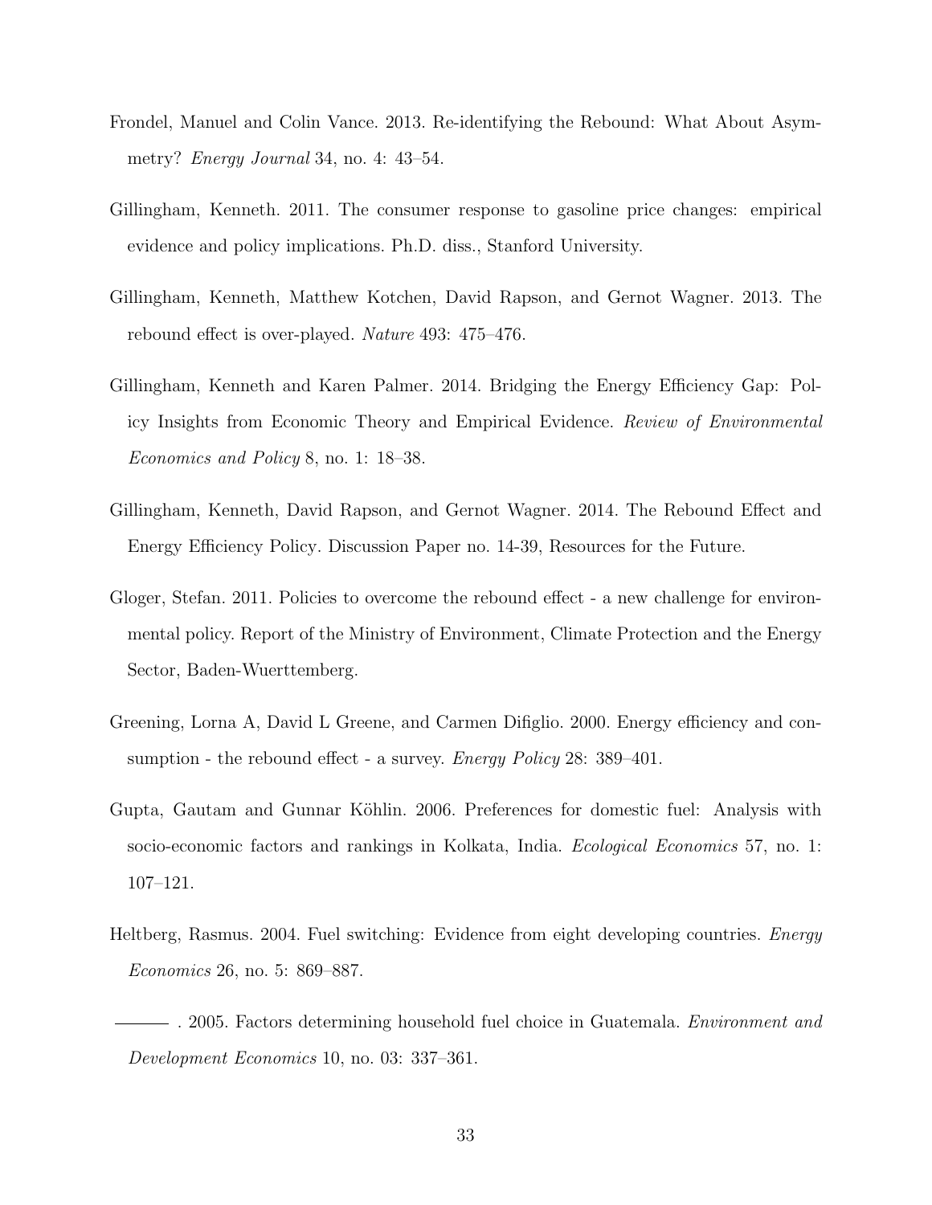Frondel, Manuel and Colin Vance. 2013. Re-identifying the Rebound: What About Asymmetry? *Energy Journal* 34, no. 4: 43–54.

Gillingham, Kenneth. 2011. The consumer response to gasoline price changes: empirical evidence and policy implications. Ph.D. diss., Stanford University.

Gillingham, Kenneth, Matthew Kotchen, David Rapson, and Gernot Wagner. 2013. The rebound effect is over-played. *Nature* 493: 475–476.

Gillingham, Kenneth and Karen Palmer. 2014. Bridging the Energy Efficiency Gap: Policy Insights from Economic Theory and Empirical Evidence. *Review of Environmental Economics and Policy* 8, no. 1: 18–38.

Gillingham, Kenneth, David Rapson, and Gernot Wagner. 2014. The Rebound Effect and Energy Efficiency Policy. Discussion Paper no. 14-39, Resources for the Future.

Gloger, Stefan. 2011. Policies to overcome the rebound effect - a new challenge for environmental policy. Report of the Ministry of Environment, Climate Protection and the Energy Sector, Baden-Wuerttemberg.

Greening, Lorna A, David L Greene, and Carmen Difiglio. 2000. Energy efficiency and consumption - the rebound effect - a survey. *Energy Policy* 28: 389–401.

Gupta, Gautam and Gunnar Köhlin. 2006. Preferences for domestic fuel: Analysis with socio-economic factors and rankings in Kolkata, India. *Ecological Economics* 57, no. 1: 107–121.

Heltberg, Rasmus. 2004. Fuel switching: Evidence from eight developing countries. *Energy Economics* 26, no. 5: 869–887.

——— . 2005. Factors determining household fuel choice in Guatemala. *Environment and Development Economics* 10, no. 03: 337–361.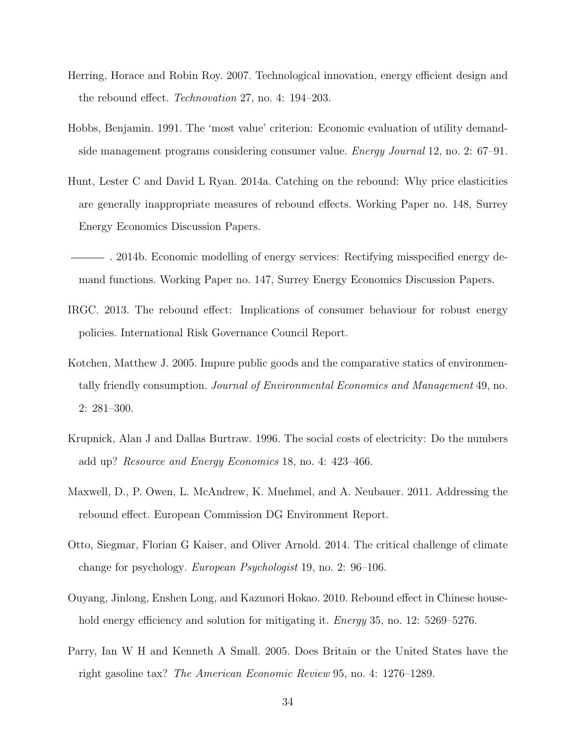Herring, Horace and Robin Roy. 2007. Technological innovation, energy efficient design and the rebound effect. *Technovation* 27, no. 4: 194–203.

Hobbs, Benjamin. 1991. The 'most value' criterion: Economic evaluation of utility demand-side management programs considering consumer value. *Energy Journal* 12, no. 2: 67–91.

Hunt, Lester C and David L Ryan. 2014a. Catching on the rebound: Why price elasticities are generally inappropriate measures of rebound effects. Working Paper no. 148, Surrey Energy Economics Discussion Papers.

———. 2014b. Economic modelling of energy services: Rectifying misspecified energy demand functions. Working Paper no. 147, Surrey Energy Economics Discussion Papers.

IRGC. 2013. The rebound effect: Implications of consumer behaviour for robust energy policies. International Risk Governance Council Report.

Kotchen, Matthew J. 2005. Impure public goods and the comparative statics of environmentally friendly consumption. *Journal of Environmental Economics and Management* 49, no. 2: 281–300.

Krupnick, Alan J and Dallas Burtraw. 1996. The social costs of electricity: Do the numbers add up? *Resource and Energy Economics* 18, no. 4: 423–466.

Maxwell, D., P. Owen, L. McAndrew, K. Muehmel, and A. Neubauer. 2011. Addressing the rebound effect. European Commission DG Environment Report.

Otto, Siegmar, Florian G Kaiser, and Oliver Arnold. 2014. The critical challenge of climate change for psychology. *European Psychologist* 19, no. 2: 96–106.

Ouyang, Jinlong, Enshen Long, and Kazunori Hokao. 2010. Rebound effect in Chinese household energy efficiency and solution for mitigating it. *Energy* 35, no. 12: 5269–5276.

Parry, Ian W H and Kenneth A Small. 2005. Does Britain or the United States have the right gasoline tax? *The American Economic Review* 95, no. 4: 1276–1289.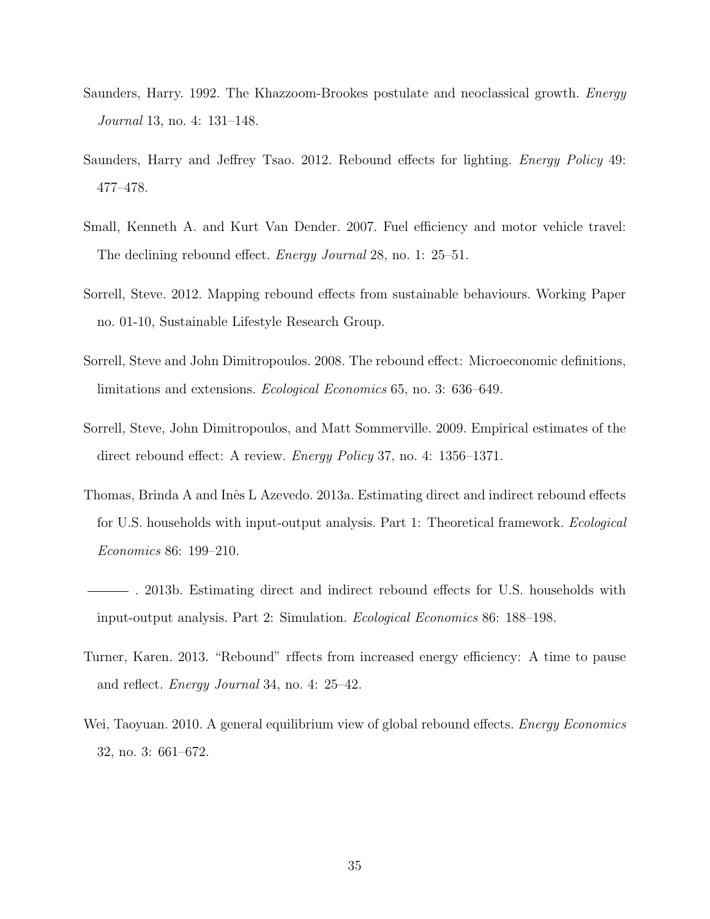Saunders, Harry. 1992. The Khazzoom-Brookes postulate and neoclassical growth. *Energy Journal* 13, no. 4: 131–148.

Saunders, Harry and Jeffrey Tsao. 2012. Rebound effects for lighting. *Energy Policy* 49: 477–478.

Small, Kenneth A. and Kurt Van Dender. 2007. Fuel efficiency and motor vehicle travel: The declining rebound effect. *Energy Journal* 28, no. 1: 25–51.

Sorrell, Steve. 2012. Mapping rebound effects from sustainable behaviours. Working Paper no. 01-10, Sustainable Lifestyle Research Group.

Sorrell, Steve and John Dimitropoulos. 2008. The rebound effect: Microeconomic definitions, limitations and extensions. *Ecological Economics* 65, no. 3: 636–649.

Sorrell, Steve, John Dimitropoulos, and Matt Sommerville. 2009. Empirical estimates of the direct rebound effect: A review. *Energy Policy* 37, no. 4: 1356–1371.

Thomas, Brinda A and Inês L Azevedo. 2013a. Estimating direct and indirect rebound effects for U.S. households with input-output analysis. Part 1: Theoretical framework. *Ecological Economics* 86: 199–210.

———. 2013b. Estimating direct and indirect rebound effects for U.S. households with input-output analysis. Part 2: Simulation. *Ecological Economics* 86: 188–198.

Turner, Karen. 2013. "Rebound" rffects from increased energy efficiency: A time to pause and reflect. *Energy Journal* 34, no. 4: 25–42.

Wei, Taoyuan. 2010. A general equilibrium view of global rebound effects. *Energy Economics* 32, no. 3: 661–672.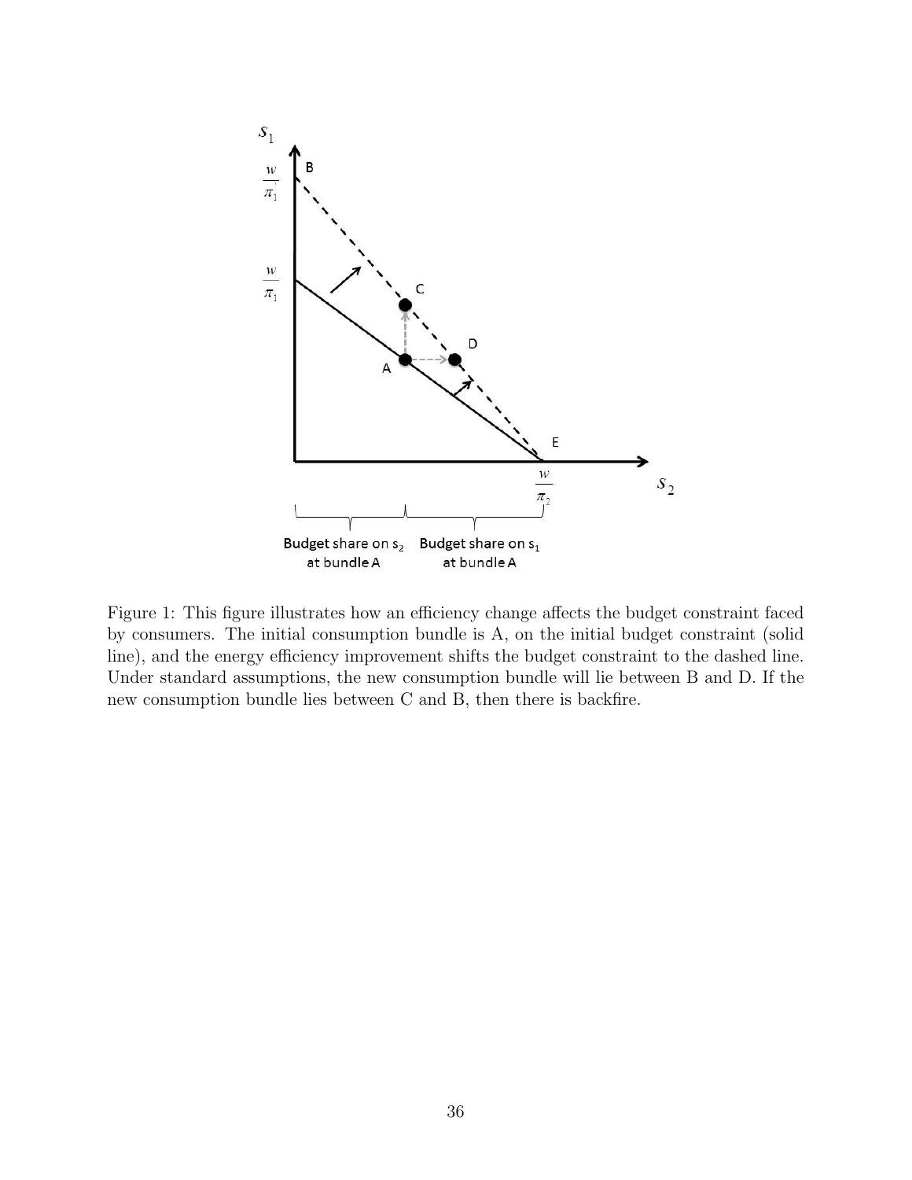$s_1$

$\frac{w}{\pi_1'}$

B

$\frac{w}{\pi_1}$

C

D

A

E

$\frac{w}{\pi_2}$

$s_2$

Budget share on $s_2$ at bundle A

Budget share on $s_1$ at bundle A

Figure 1: This figure illustrates how an efficiency change affects the budget constraint faced by consumers. The initial consumption bundle is A, on the initial budget constraint (solid line), and the energy efficiency improvement shifts the budget constraint to the dashed line. Under standard assumptions, the new consumption bundle will lie between B and D. If the new consumption bundle lies between C and B, then there is backfire.